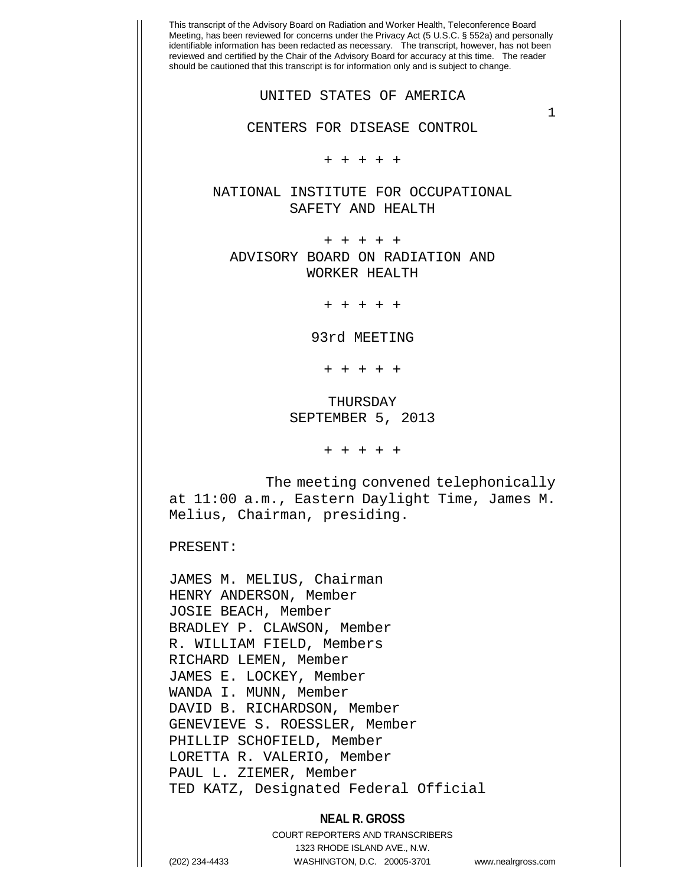This transcript of the Advisory Board on Radiation and Worker Health, Teleconference Board Meeting, has been reviewed for concerns under the Privacy Act (5 U.S.C. § 552a) and personally identifiable information has been redacted as necessary. The transcript, however, has not been reviewed and certified by the Chair of the Advisory Board for accuracy at this time. The reader should be cautioned that this transcript is for information only and is subject to change.

UNITED STATES OF AMERICA

CENTERS FOR DISEASE CONTROL

+ + + + +

NATIONAL INSTITUTE FOR OCCUPATIONAL SAFETY AND HEALTH

+ + + + +

ADVISORY BOARD ON RADIATION AND WORKER HEALTH

+ + + + +

93rd MEETING

+ + + + +

THURSDAY
SEPTEMBER 5, 2013

+ + + + +

The meeting convened telephonically at 11:00 a.m., Eastern Daylight Time, James M. Melius, Chairman, presiding.

PRESENT:

JAMES M. MELIUS, Chairman
HENRY ANDERSON, Member
JOSIE BEACH, Member
BRADLEY P. CLAWSON, Member
R. WILLIAM FIELD, Members
RICHARD LEMEN, Member
JAMES E. LOCKEY, Member
WANDA I. MUNN, Member
DAVID B. RICHARDSON, Member
GENEVIEVE S. ROESSLER, Member
PHILLIP SCHOFIELD, Member
LORETTA R. VALERIO, Member
PAUL L. ZIEMER, Member
TED KATZ, Designated Federal Official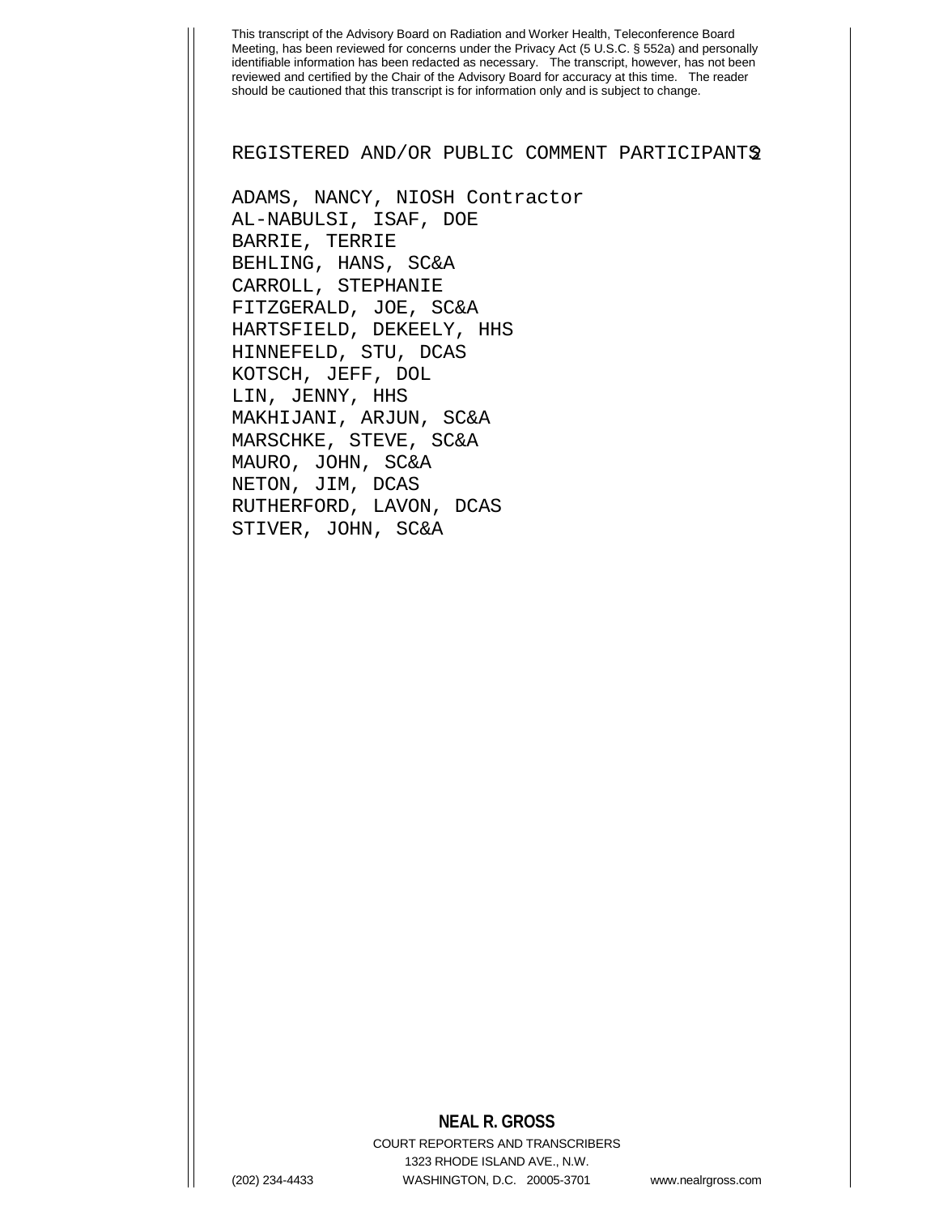REGISTERED AND/OR PUBLIC COMMENT PARTICIPANTS

ADAMS, NANCY, NIOSH Contractor
AL-NABULSI, ISAF, DOE
BARRIE, TERRIE
BEHLING, HANS, SC&A
CARROLL, STEPHANIE
FITZGERALD, JOE, SC&A
HARTSFIELD, DEKEELY, HHS
HINNEFELD, STU, DCAS
KOTSCH, JEFF, DOL
LIN, JENNY, HHS
MAKHIJANI, ARJUN, SC&A
MARSCHKE, STEVE, SC&A
MAURO, JOHN, SC&A
NETON, JIM, DCAS
RUTHERFORD, LAVON, DCAS
STIVER, JOHN, SC&A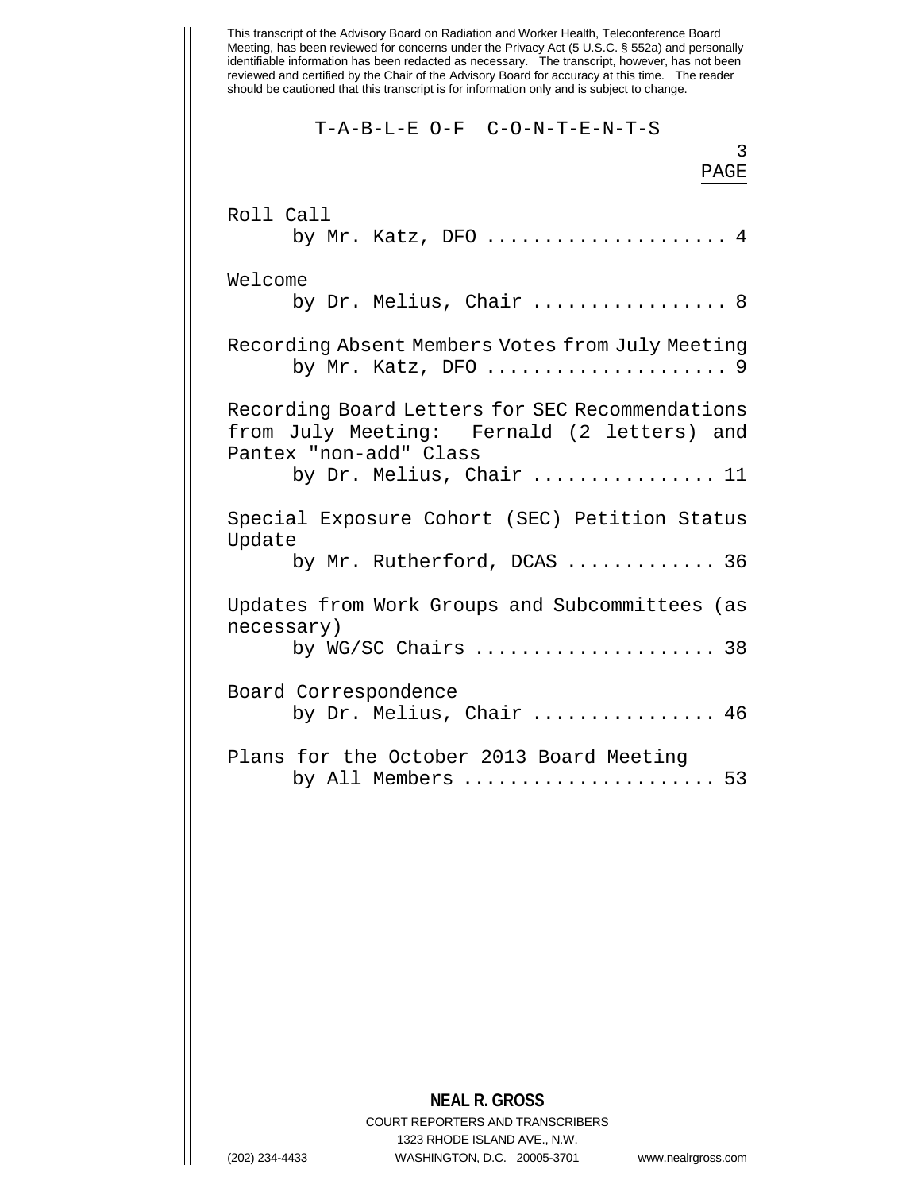This transcript of the Advisory Board on Radiation and Worker Health, Teleconference Board Meeting, has been reviewed for concerns under the Privacy Act (5 U.S.C. § 552a) and personally identifiable information has been redacted as necessary. The transcript, however, has not been reviewed and certified by the Chair of the Advisory Board for accuracy at this time. The reader should be cautioned that this transcript is for information only and is subject to change.

# T-A-B-L-E O-F C-O-N-T-E-N-T-S

PAGE

Roll Call
by Mr. Katz, DFO .................... 4

Welcome
by Dr. Melius, Chair ................ 8

Recording Absent Members Votes from July Meeting
by Mr. Katz, DFO .................... 9

Recording Board Letters for SEC Recommendations from July Meeting: Fernald (2 letters) and Pantex "non-add" Class
by Dr. Melius, Chair ................ 11

Special Exposure Cohort (SEC) Petition Status Update
by Mr. Rutherford, DCAS ............. 36

Updates from Work Groups and Subcommittees (as necessary)
by WG/SC Chairs .................... 38

Board Correspondence
by Dr. Melius, Chair ................ 46

Plans for the October 2013 Board Meeting
by All Members ..................... 53

**NEAL R. GROSS**
COURT REPORTERS AND TRANSCRIBERS
1323 RHODE ISLAND AVE., N.W.
(202) 234-4433 WASHINGTON, D.C. 20005-3701 www.nealrgross.com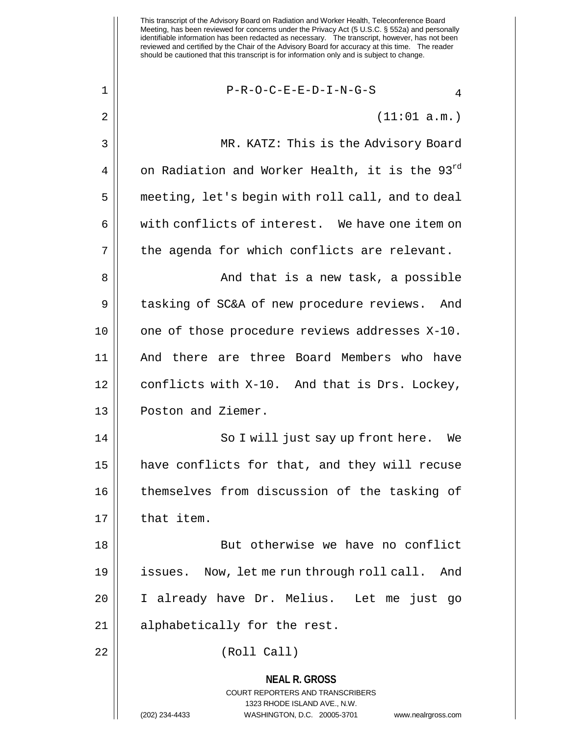P-R-O-C-E-E-D-I-N-G-S

(11:01 a.m.)

MR. KATZ: This is the Advisory Board on Radiation and Worker Health, it is the 93rd meeting, let's begin with roll call, and to deal with conflicts of interest. We have one item on the agenda for which conflicts are relevant.

And that is a new task, a possible tasking of SC&A of new procedure reviews. And one of those procedure reviews addresses X-10. And there are three Board Members who have conflicts with X-10. And that is Drs. Lockey, Poston and Ziemer.

So I will just say up front here. We have conflicts for that, and they will recuse themselves from discussion of the tasking of that item.

But otherwise we have no conflict issues. Now, let me run through roll call. And I already have Dr. Melius. Let me just go alphabetically for the rest.

(Roll Call)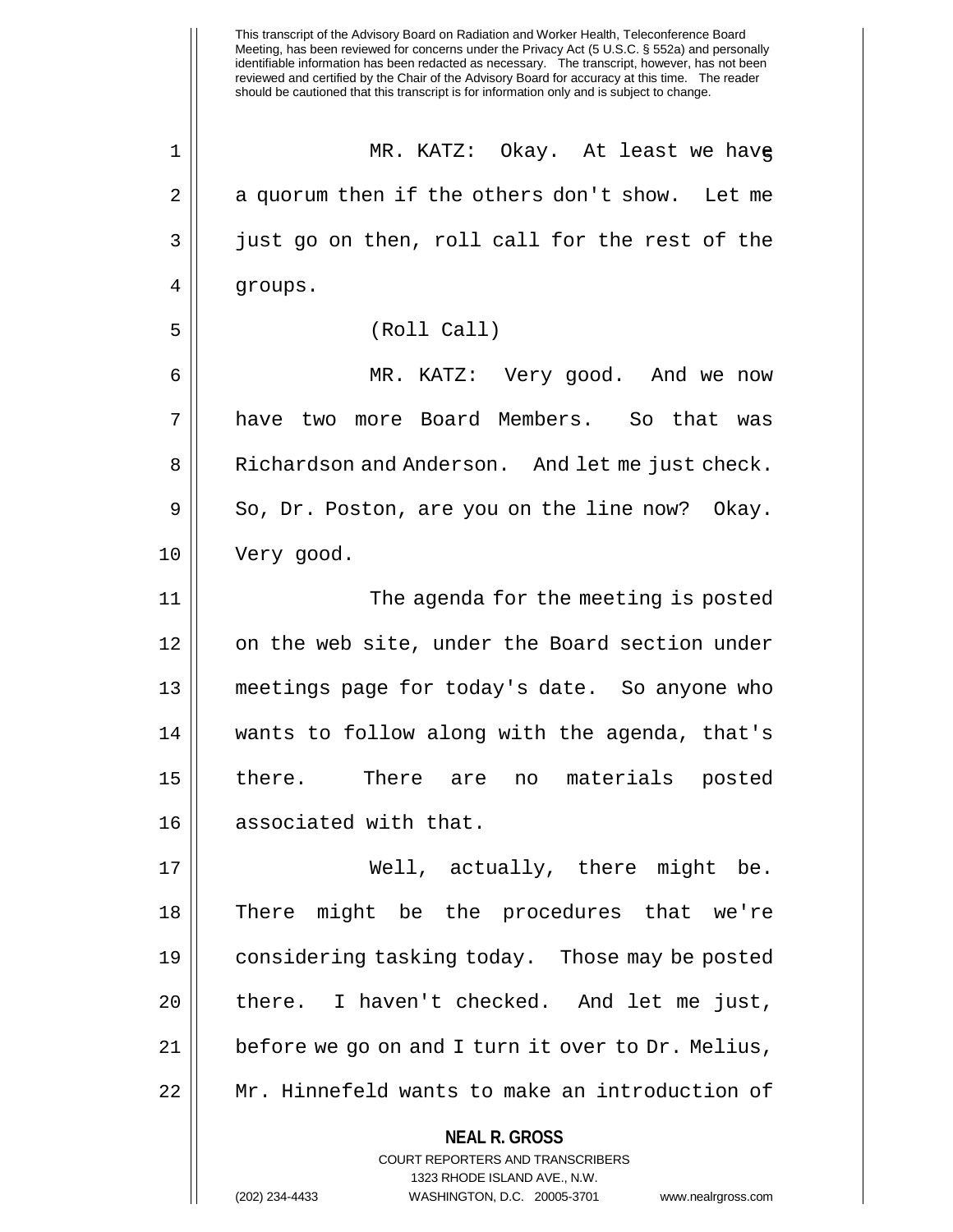MR. KATZ: Okay. At least we have a quorum then if the others don't show. Let me just go on then, roll call for the rest of the groups.

(Roll Call)

MR. KATZ: Very good. And we now have two more Board Members. So that was Richardson and Anderson. And let me just check. So, Dr. Poston, are you on the line now? Okay. Very good.

The agenda for the meeting is posted on the web site, under the Board section under meetings page for today's date. So anyone who wants to follow along with the agenda, that's there. There are no materials posted associated with that.

Well, actually, there might be. There might be the procedures that we're considering tasking today. Those may be posted there. I haven't checked. And let me just, before we go on and I turn it over to Dr. Melius, Mr. Hinnefeld wants to make an introduction of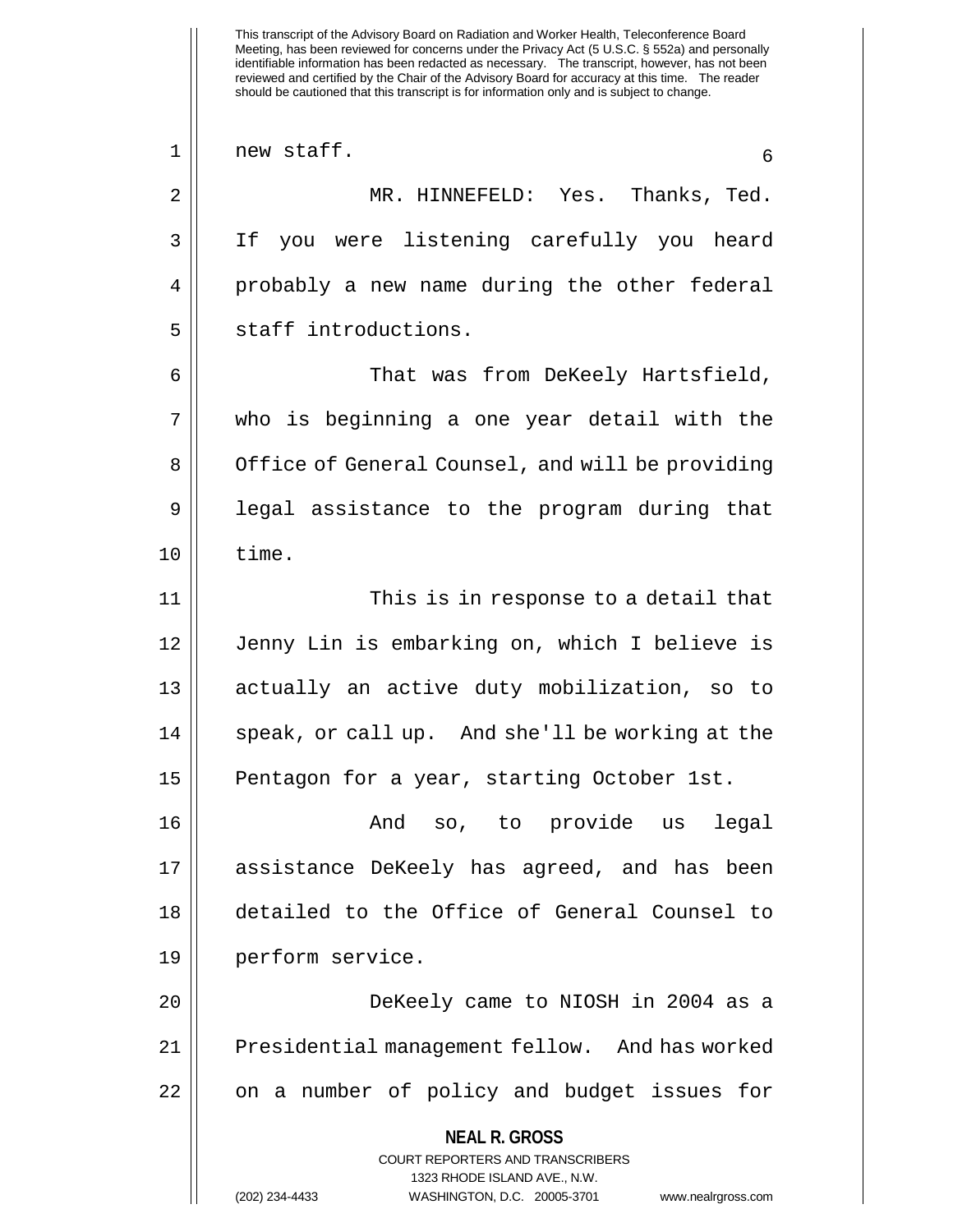new staff.

MR. HINNEFELD: Yes. Thanks, Ted. If you were listening carefully you heard probably a new name during the other federal staff introductions.

That was from DeKeely Hartsfield, who is beginning a one year detail with the Office of General Counsel, and will be providing legal assistance to the program during that time.

This is in response to a detail that Jenny Lin is embarking on, which I believe is actually an active duty mobilization, so to speak, or call up. And she'll be working at the Pentagon for a year, starting October 1st.

And so, to provide us legal assistance DeKeely has agreed, and has been detailed to the Office of General Counsel to perform service.

DeKeely came to NIOSH in 2004 as a Presidential management fellow. And has worked on a number of policy and budget issues for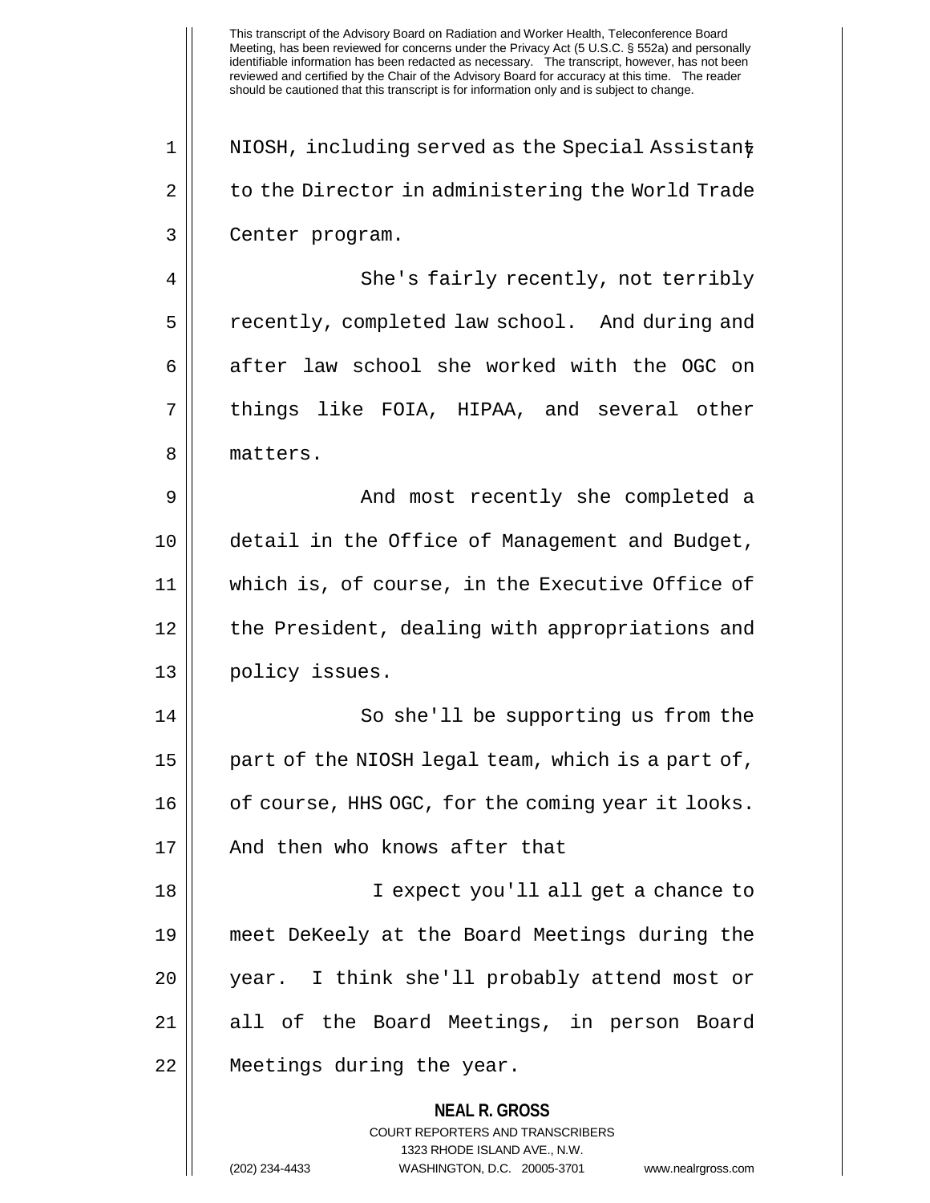NIOSH, including served as the Special Assistant to the Director in administering the World Trade Center program.

She's fairly recently, not terribly recently, completed law school. And during and after law school she worked with the OGC on things like FOIA, HIPAA, and several other matters.

And most recently she completed a detail in the Office of Management and Budget, which is, of course, in the Executive Office of the President, dealing with appropriations and policy issues.

So she'll be supporting us from the part of the NIOSH legal team, which is a part of, of course, HHS OGC, for the coming year it looks. And then who knows after that

I expect you'll all get a chance to meet DeKeely at the Board Meetings during the year. I think she'll probably attend most or all of the Board Meetings, in person Board Meetings during the year.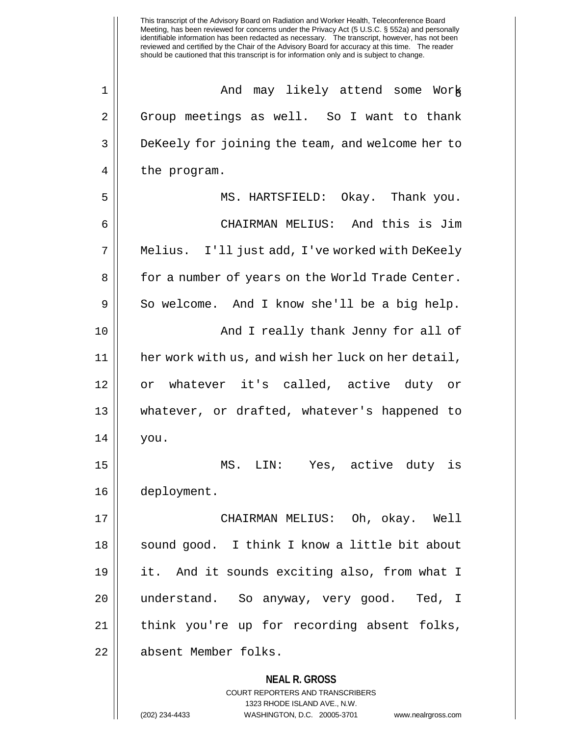And may likely attend some Work Group meetings as well. So I want to thank DeKeely for joining the team, and welcome her to the program.

MS. HARTSFIELD: Okay. Thank you.

CHAIRMAN MELIUS: And this is Jim Melius. I'll just add, I've worked with DeKeely for a number of years on the World Trade Center. So welcome. And I know she'll be a big help.

And I really thank Jenny for all of her work with us, and wish her luck on her detail, or whatever it's called, active duty or whatever, or drafted, whatever's happened to you.

MS. LIN: Yes, active duty is deployment.

CHAIRMAN MELIUS: Oh, okay. Well sound good. I think I know a little bit about it. And it sounds exciting also, from what I understand. So anyway, very good. Ted, I think you're up for recording absent folks, absent Member folks.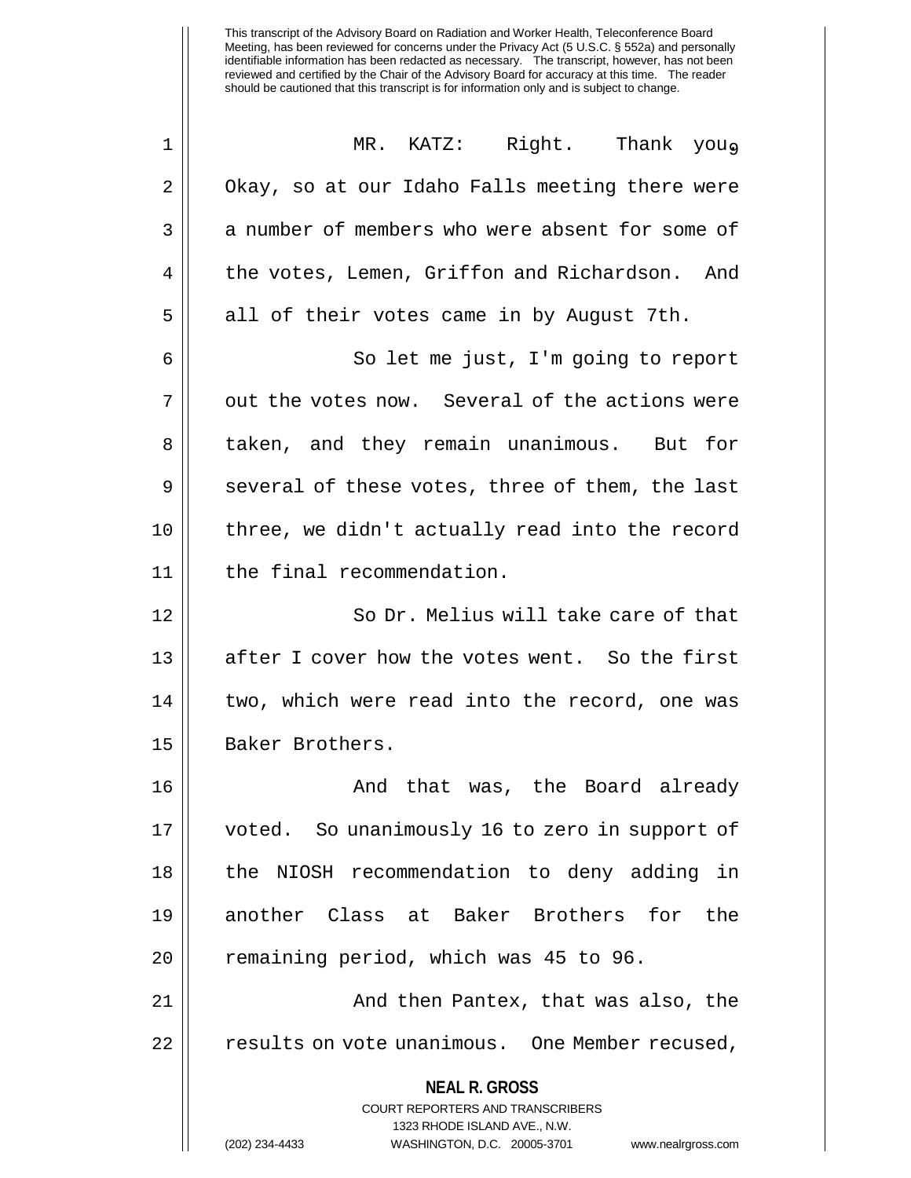MR. KATZ: Right. Thank you. Okay, so at our Idaho Falls meeting there were a number of members who were absent for some of the votes, Lemen, Griffon and Richardson. And all of their votes came in by August 7th.

So let me just, I'm going to report out the votes now. Several of the actions were taken, and they remain unanimous. But for several of these votes, three of them, the last three, we didn't actually read into the record the final recommendation.

So Dr. Melius will take care of that after I cover how the votes went. So the first two, which were read into the record, one was Baker Brothers.

And that was, the Board already voted. So unanimously 16 to zero in support of the NIOSH recommendation to deny adding in another Class at Baker Brothers for the remaining period, which was 45 to 96.

And then Pantex, that was also, the results on vote unanimous. One Member recused,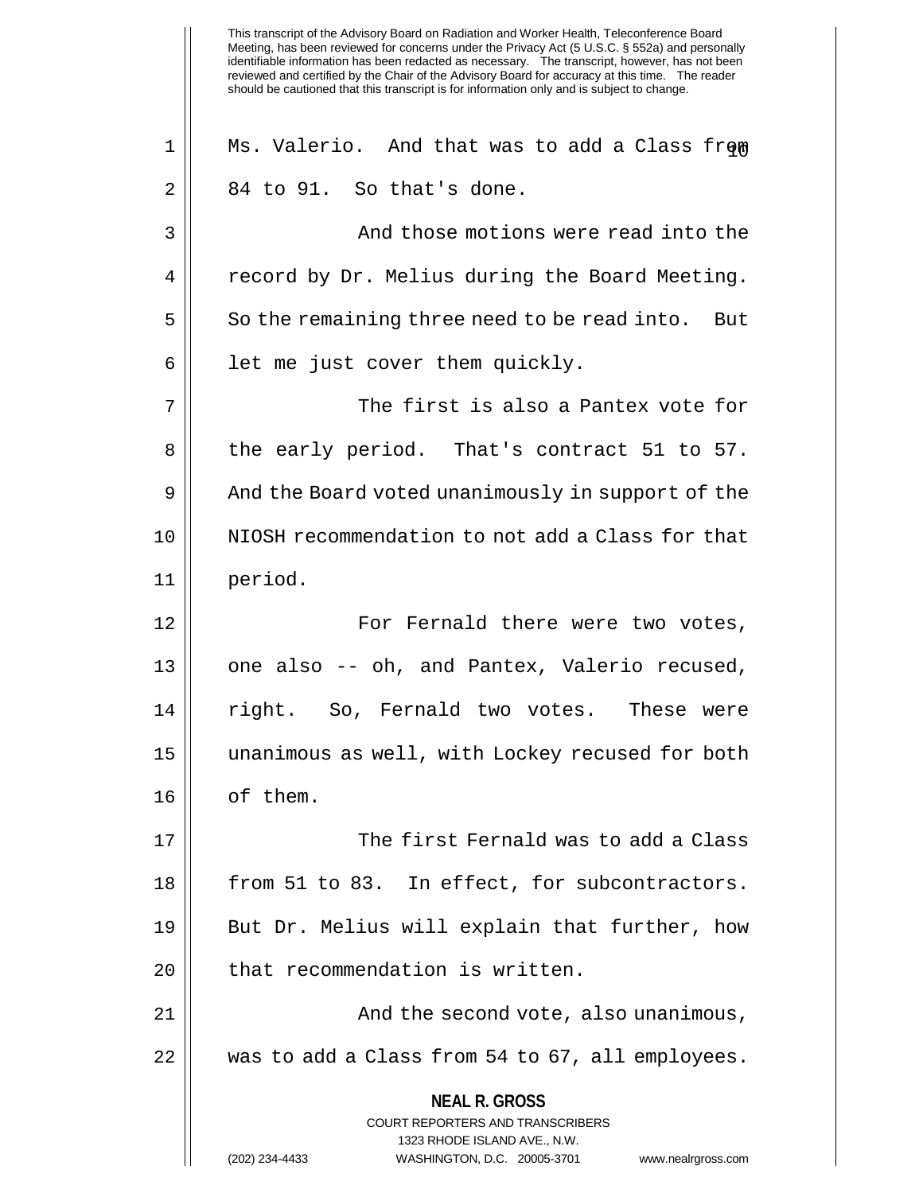Ms. Valerio. And that was to add a Class from 84 to 91. So that's done.

And those motions were read into the record by Dr. Melius during the Board Meeting. So the remaining three need to be read into. But let me just cover them quickly.

The first is also a Pantex vote for the early period. That's contract 51 to 57. And the Board voted unanimously in support of the NIOSH recommendation to not add a Class for that period.

For Fernald there were two votes, one also -- oh, and Pantex, Valerio recused, right. So, Fernald two votes. These were unanimous as well, with Lockey recused for both of them.

The first Fernald was to add a Class from 51 to 83. In effect, for subcontractors. But Dr. Melius will explain that further, how that recommendation is written.

And the second vote, also unanimous, was to add a Class from 54 to 67, all employees.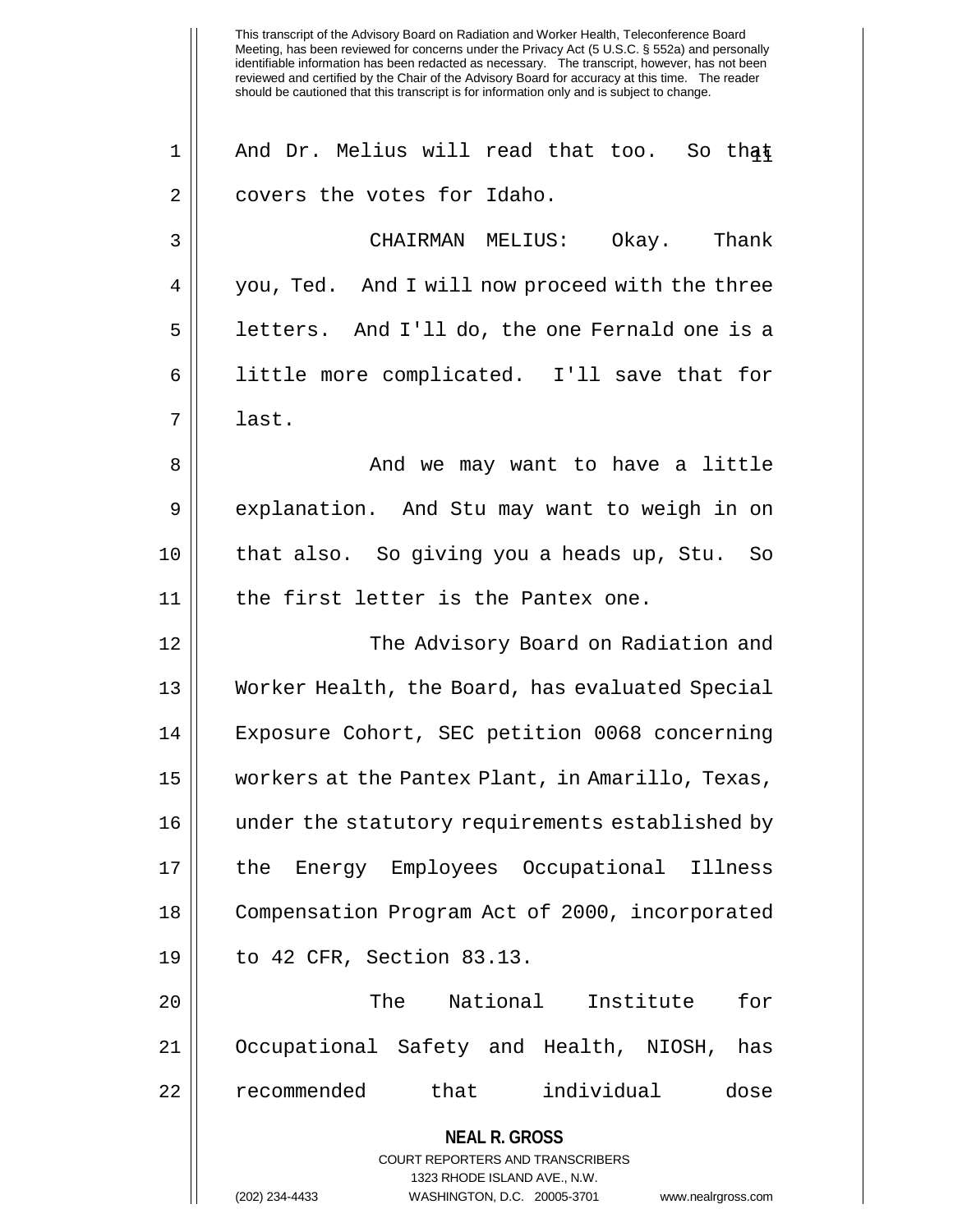And Dr. Melius will read that too. So that covers the votes for Idaho.

CHAIRMAN MELIUS: Okay. Thank you, Ted. And I will now proceed with the three letters. And I'll do, the one Fernald one is a little more complicated. I'll save that for last.

And we may want to have a little explanation. And Stu may want to weigh in on that also. So giving you a heads up, Stu. So the first letter is the Pantex one.

The Advisory Board on Radiation and Worker Health, the Board, has evaluated Special Exposure Cohort, SEC petition 0068 concerning workers at the Pantex Plant, in Amarillo, Texas, under the statutory requirements established by the Energy Employees Occupational Illness Compensation Program Act of 2000, incorporated to 42 CFR, Section 83.13.

The National Institute for Occupational Safety and Health, NIOSH, has recommended that individual dose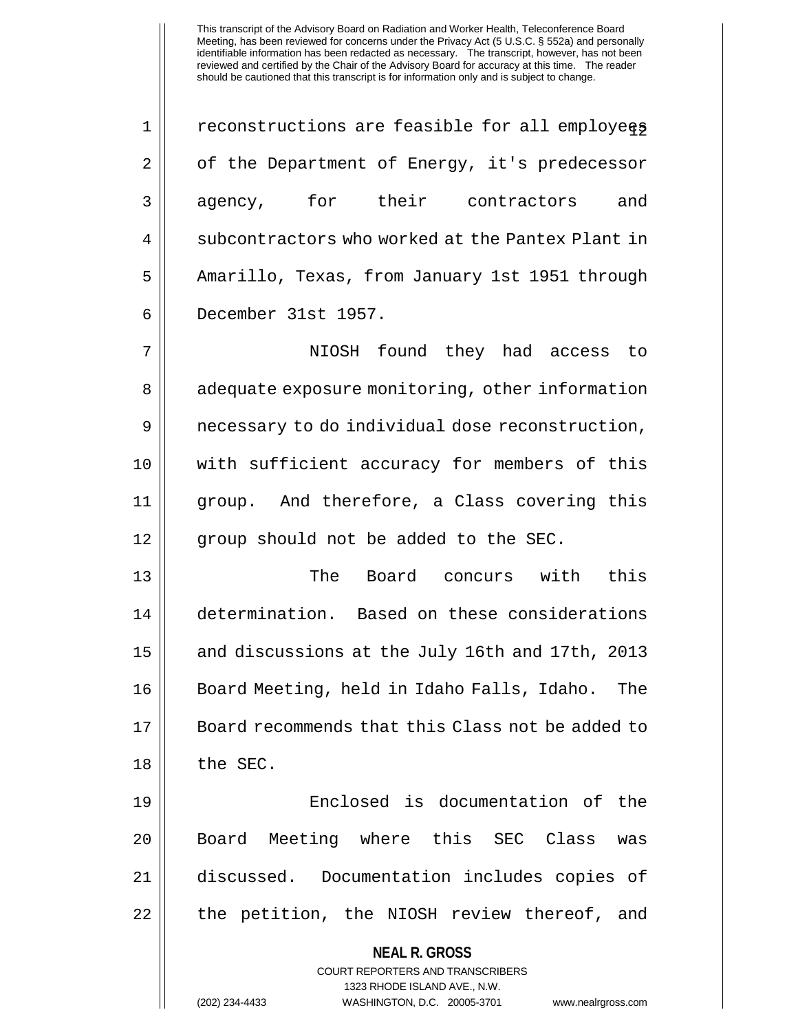reconstructions are feasible for all employees of the Department of Energy, it's predecessor agency, for their contractors and subcontractors who worked at the Pantex Plant in Amarillo, Texas, from January 1st 1951 through December 31st 1957.

NIOSH found they had access to adequate exposure monitoring, other information necessary to do individual dose reconstruction, with sufficient accuracy for members of this group. And therefore, a Class covering this group should not be added to the SEC.

The Board concurs with this determination. Based on these considerations and discussions at the July 16th and 17th, 2013 Board Meeting, held in Idaho Falls, Idaho. The Board recommends that this Class not be added to the SEC.

Enclosed is documentation of the Board Meeting where this SEC Class was discussed. Documentation includes copies of the petition, the NIOSH review thereof, and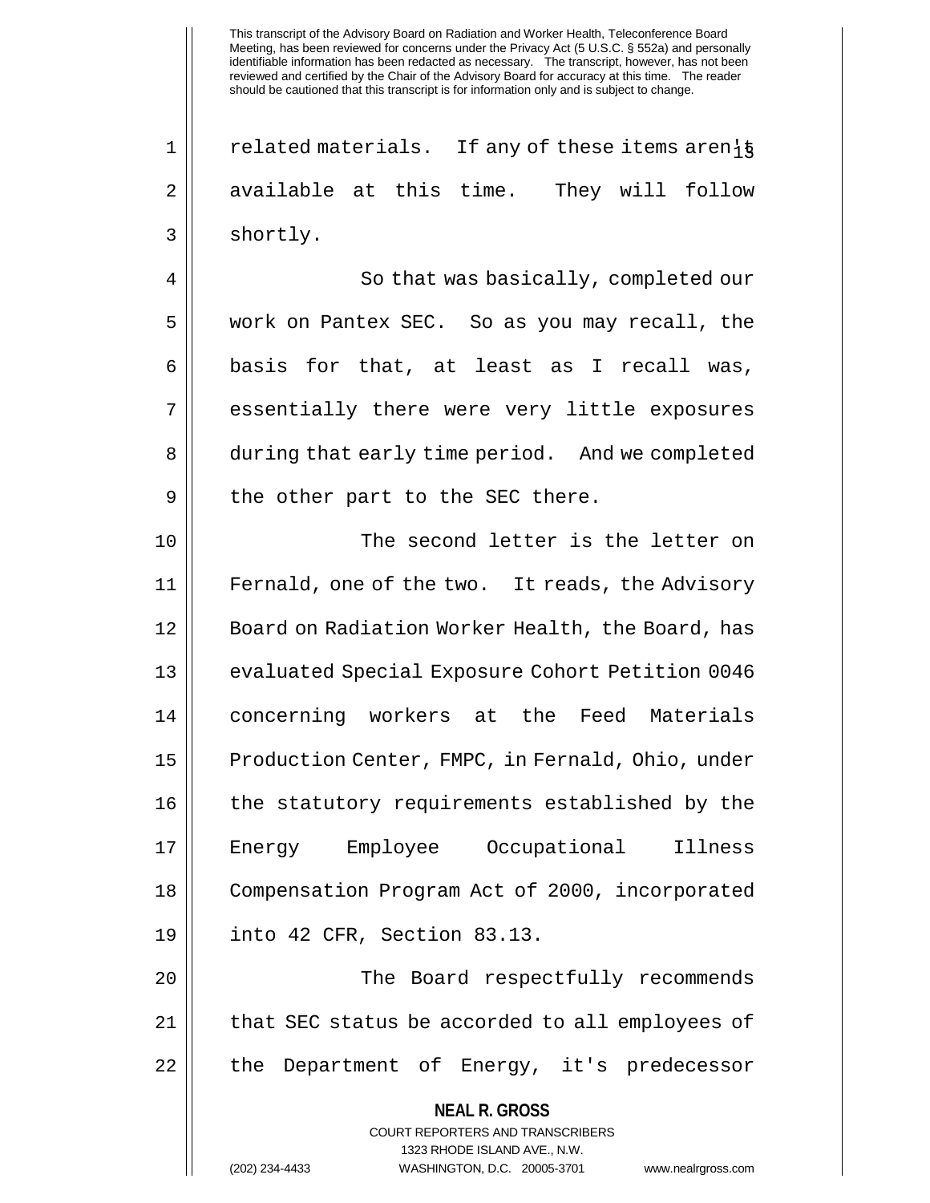related materials. If any of these items aren't available at this time. They will follow shortly.

So that was basically, completed our work on Pantex SEC. So as you may recall, the basis for that, at least as I recall was, essentially there were very little exposures during that early time period. And we completed the other part to the SEC there.

The second letter is the letter on Fernald, one of the two. It reads, the Advisory Board on Radiation Worker Health, the Board, has evaluated Special Exposure Cohort Petition 0046 concerning workers at the Feed Materials Production Center, FMPC, in Fernald, Ohio, under the statutory requirements established by the Energy Employee Occupational Illness Compensation Program Act of 2000, incorporated into 42 CFR, Section 83.13.

The Board respectfully recommends that SEC status be accorded to all employees of the Department of Energy, it's predecessor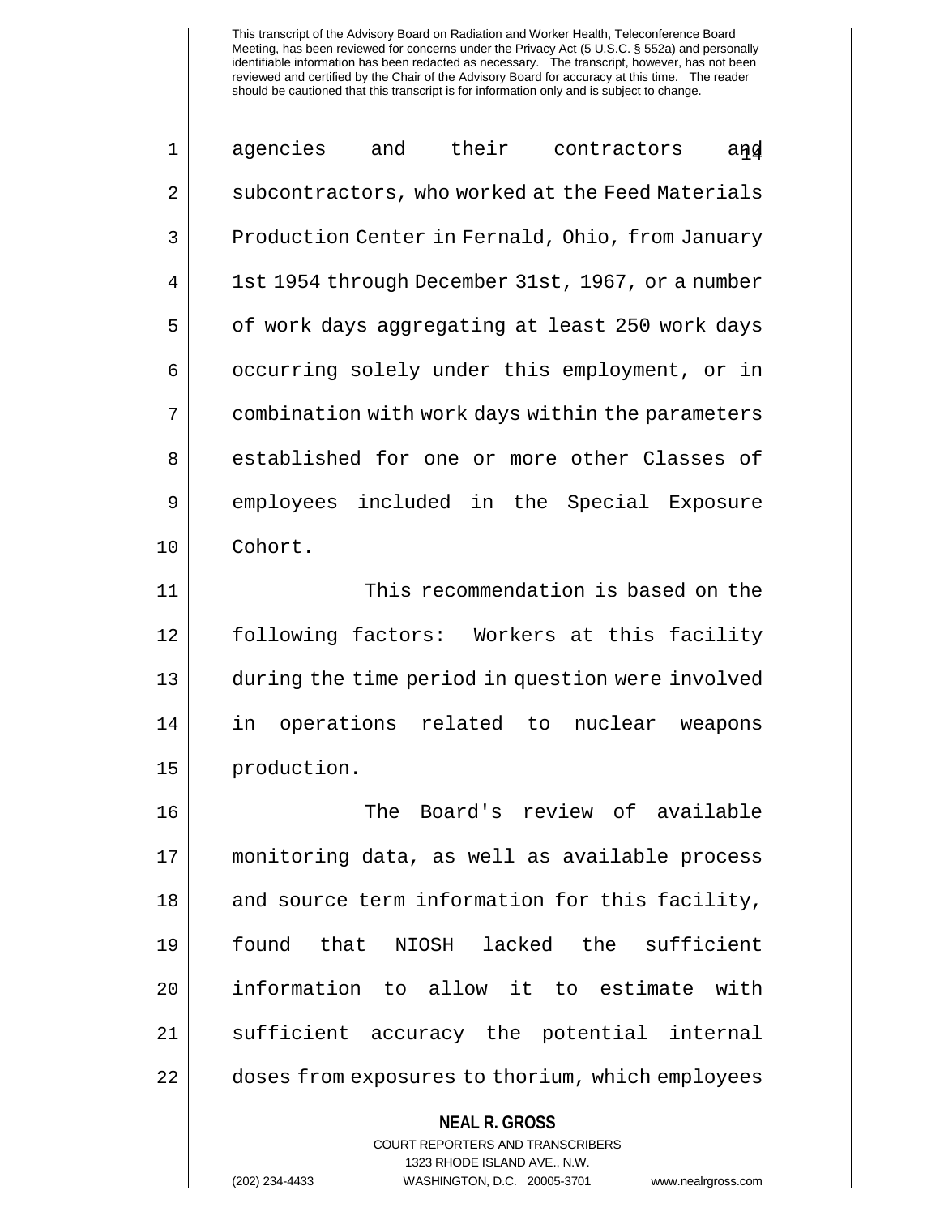agencies and their contractors and subcontractors, who worked at the Feed Materials Production Center in Fernald, Ohio, from January 1st 1954 through December 31st, 1967, or a number of work days aggregating at least 250 work days occurring solely under this employment, or in combination with work days within the parameters established for one or more other Classes of employees included in the Special Exposure Cohort.

This recommendation is based on the following factors: Workers at this facility during the time period in question were involved in operations related to nuclear weapons production.

The Board's review of available monitoring data, as well as available process and source term information for this facility, found that NIOSH lacked the sufficient information to allow it to estimate with sufficient accuracy the potential internal doses from exposures to thorium, which employees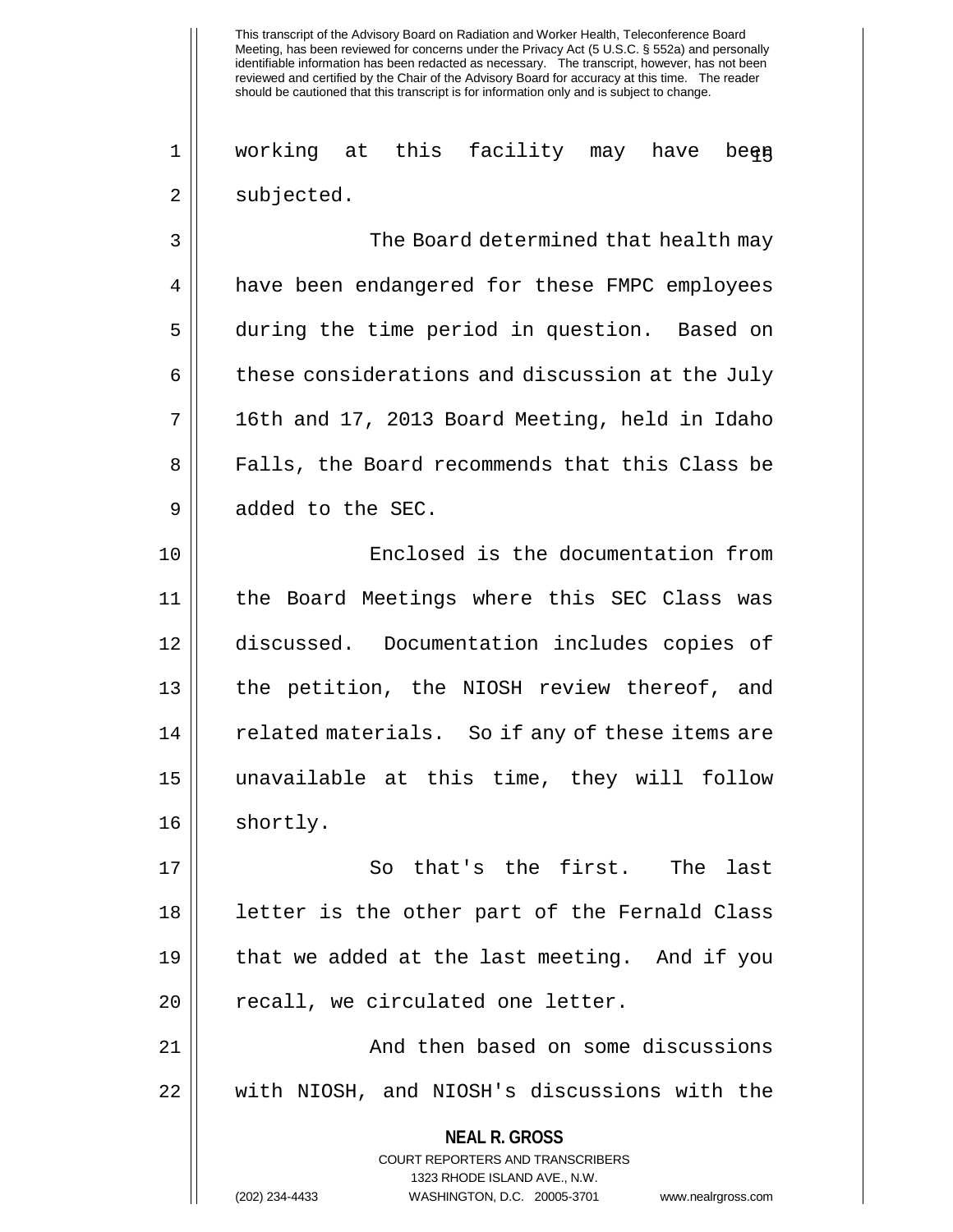working at this facility may have been subjected.

The Board determined that health may have been endangered for these FMPC employees during the time period in question. Based on these considerations and discussion at the July 16th and 17, 2013 Board Meeting, held in Idaho Falls, the Board recommends that this Class be added to the SEC.

Enclosed is the documentation from the Board Meetings where this SEC Class was discussed. Documentation includes copies of the petition, the NIOSH review thereof, and related materials. So if any of these items are unavailable at this time, they will follow shortly.

So that's the first. The last letter is the other part of the Fernald Class that we added at the last meeting. And if you recall, we circulated one letter.

And then based on some discussions with NIOSH, and NIOSH's discussions with the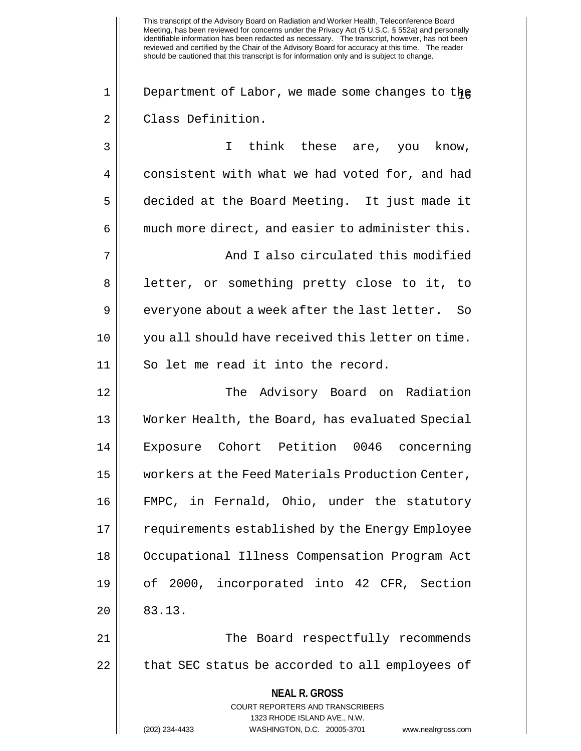Department of Labor, we made some changes to the Class Definition.

I think these are, you know, consistent with what we had voted for, and had decided at the Board Meeting. It just made it much more direct, and easier to administer this.

And I also circulated this modified letter, or something pretty close to it, to everyone about a week after the last letter. So you all should have received this letter on time. So let me read it into the record.

The Advisory Board on Radiation Worker Health, the Board, has evaluated Special Exposure Cohort Petition 0046 concerning workers at the Feed Materials Production Center, FMPC, in Fernald, Ohio, under the statutory requirements established by the Energy Employee Occupational Illness Compensation Program Act of 2000, incorporated into 42 CFR, Section 83.13.

The Board respectfully recommends that SEC status be accorded to all employees of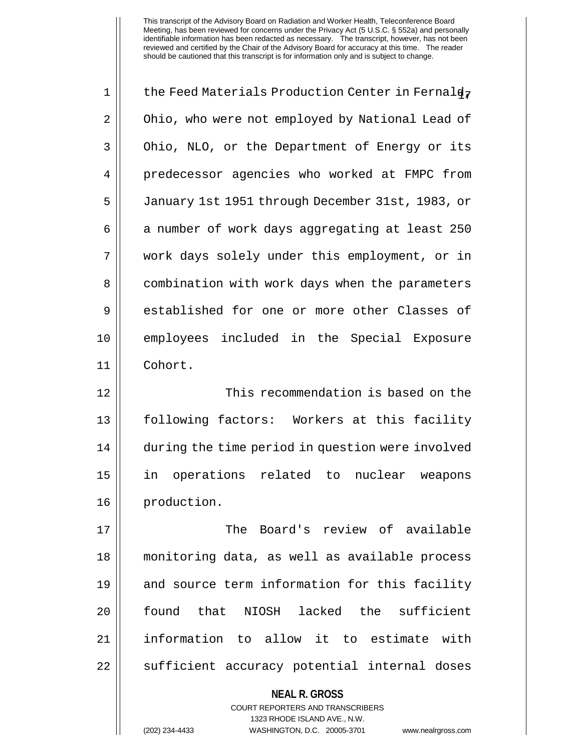the Feed Materials Production Center in Fernald, Ohio, who were not employed by National Lead of Ohio, NLO, or the Department of Energy or its predecessor agencies who worked at FMPC from January 1st 1951 through December 31st, 1983, or a number of work days aggregating at least 250 work days solely under this employment, or in combination with work days when the parameters established for one or more other Classes of employees included in the Special Exposure Cohort.

This recommendation is based on the following factors: Workers at this facility during the time period in question were involved in operations related to nuclear weapons production.

The Board's review of available monitoring data, as well as available process and source term information for this facility found that NIOSH lacked the sufficient information to allow it to estimate with sufficient accuracy potential internal doses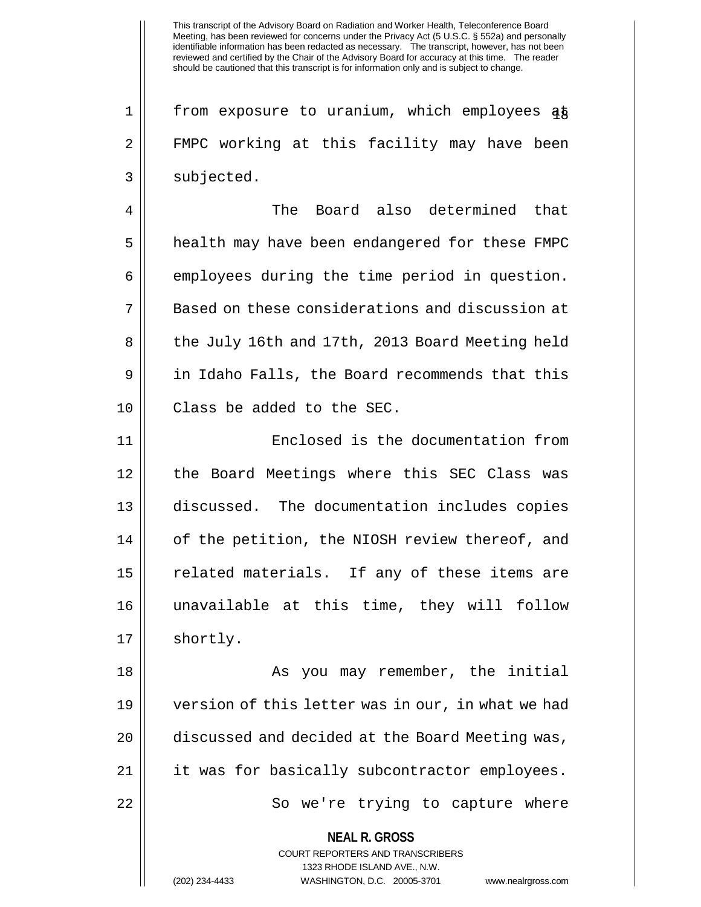from exposure to uranium, which employees at FMPC working at this facility may have been subjected.

The Board also determined that health may have been endangered for these FMPC employees during the time period in question. Based on these considerations and discussion at the July 16th and 17th, 2013 Board Meeting held in Idaho Falls, the Board recommends that this Class be added to the SEC.

Enclosed is the documentation from the Board Meetings where this SEC Class was discussed. The documentation includes copies of the petition, the NIOSH review thereof, and related materials. If any of these items are unavailable at this time, they will follow shortly.

As you may remember, the initial version of this letter was in our, in what we had discussed and decided at the Board Meeting was, it was for basically subcontractor employees.

So we're trying to capture where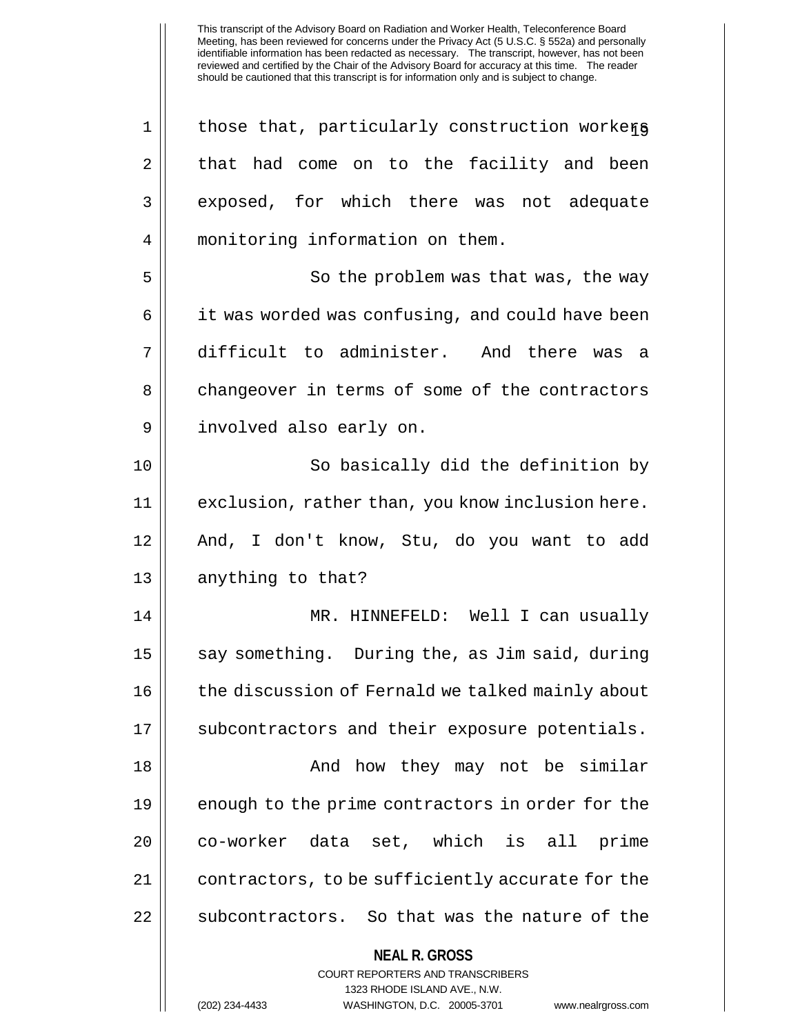those that, particularly construction workers that had come on to the facility and been exposed, for which there was not adequate monitoring information on them.

So the problem was that was, the way it was worded was confusing, and could have been difficult to administer. And there was a changeover in terms of some of the contractors involved also early on.

So basically did the definition by exclusion, rather than, you know inclusion here. And, I don't know, Stu, do you want to add anything to that?

MR. HINNEFELD: Well I can usually say something. During the, as Jim said, during the discussion of Fernald we talked mainly about subcontractors and their exposure potentials.

And how they may not be similar enough to the prime contractors in order for the co-worker data set, which is all prime contractors, to be sufficiently accurate for the subcontractors. So that was the nature of the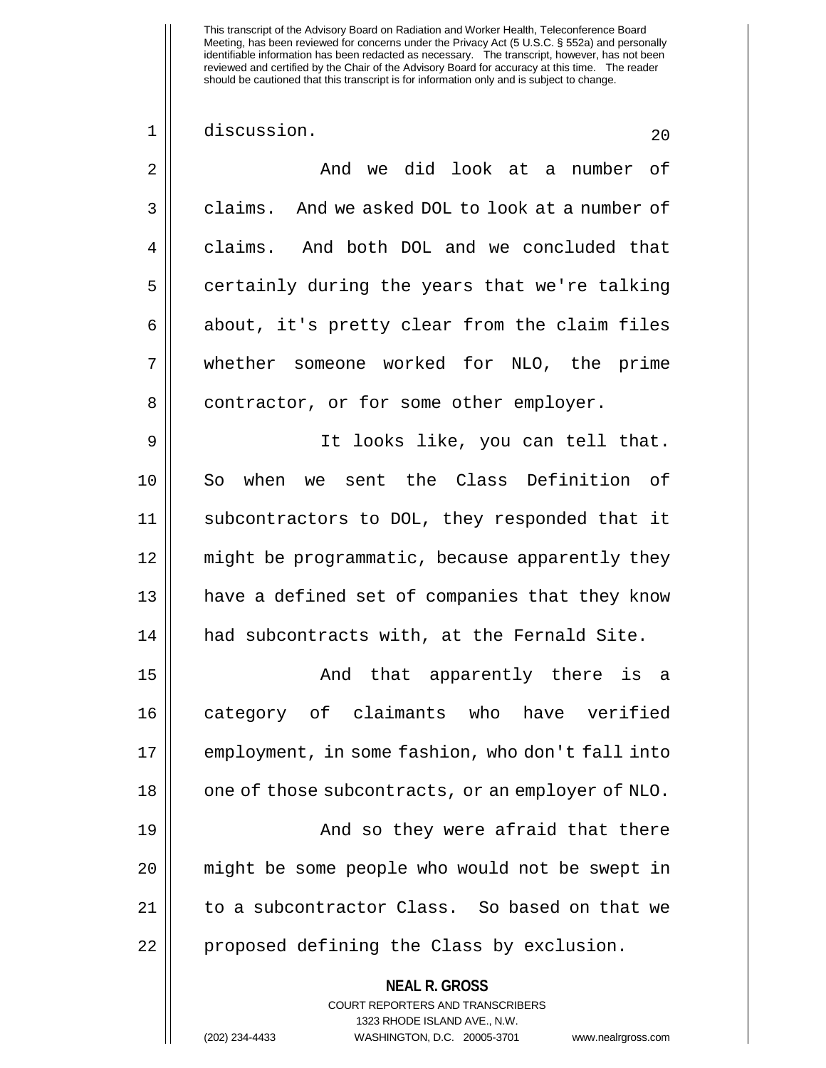discussion.

And we did look at a number of claims. And we asked DOL to look at a number of claims. And both DOL and we concluded that certainly during the years that we're talking about, it's pretty clear from the claim files whether someone worked for NLO, the prime contractor, or for some other employer.

It looks like, you can tell that. So when we sent the Class Definition of subcontractors to DOL, they responded that it might be programmatic, because apparently they have a defined set of companies that they know had subcontracts with, at the Fernald Site.

And that apparently there is a category of claimants who have verified employment, in some fashion, who don't fall into one of those subcontracts, or an employer of NLO.

And so they were afraid that there might be some people who would not be swept in to a subcontractor Class. So based on that we proposed defining the Class by exclusion.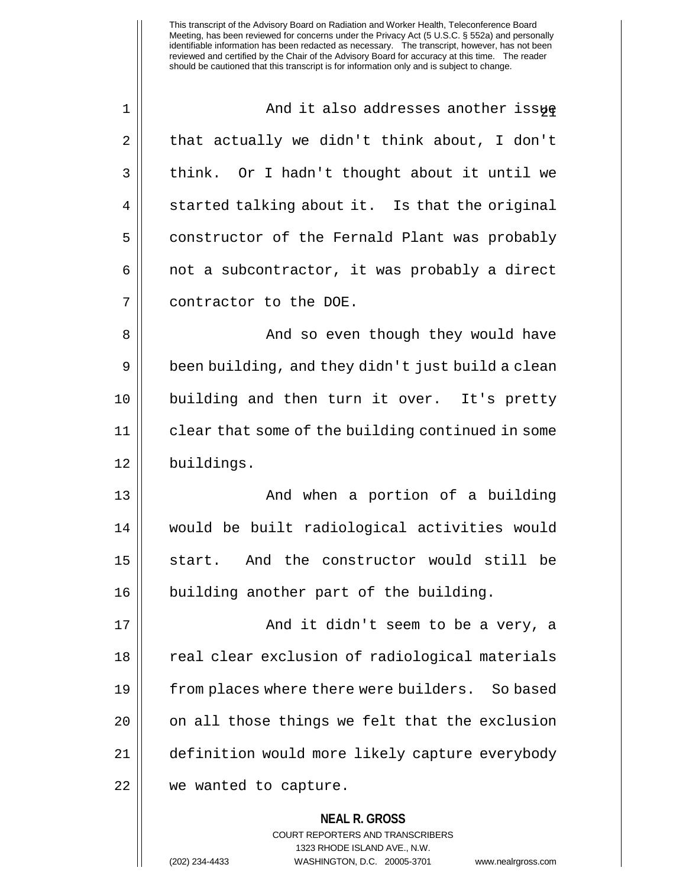And it also addresses another issue that actually we didn't think about, I don't think. Or I hadn't thought about it until we started talking about it. Is that the original constructor of the Fernald Plant was probably not a subcontractor, it was probably a direct contractor to the DOE.

And so even though they would have been building, and they didn't just build a clean building and then turn it over. It's pretty clear that some of the building continued in some buildings.

And when a portion of a building would be built radiological activities would start. And the constructor would still be building another part of the building.

And it didn't seem to be a very, a real clear exclusion of radiological materials from places where there were builders. So based on all those things we felt that the exclusion definition would more likely capture everybody we wanted to capture.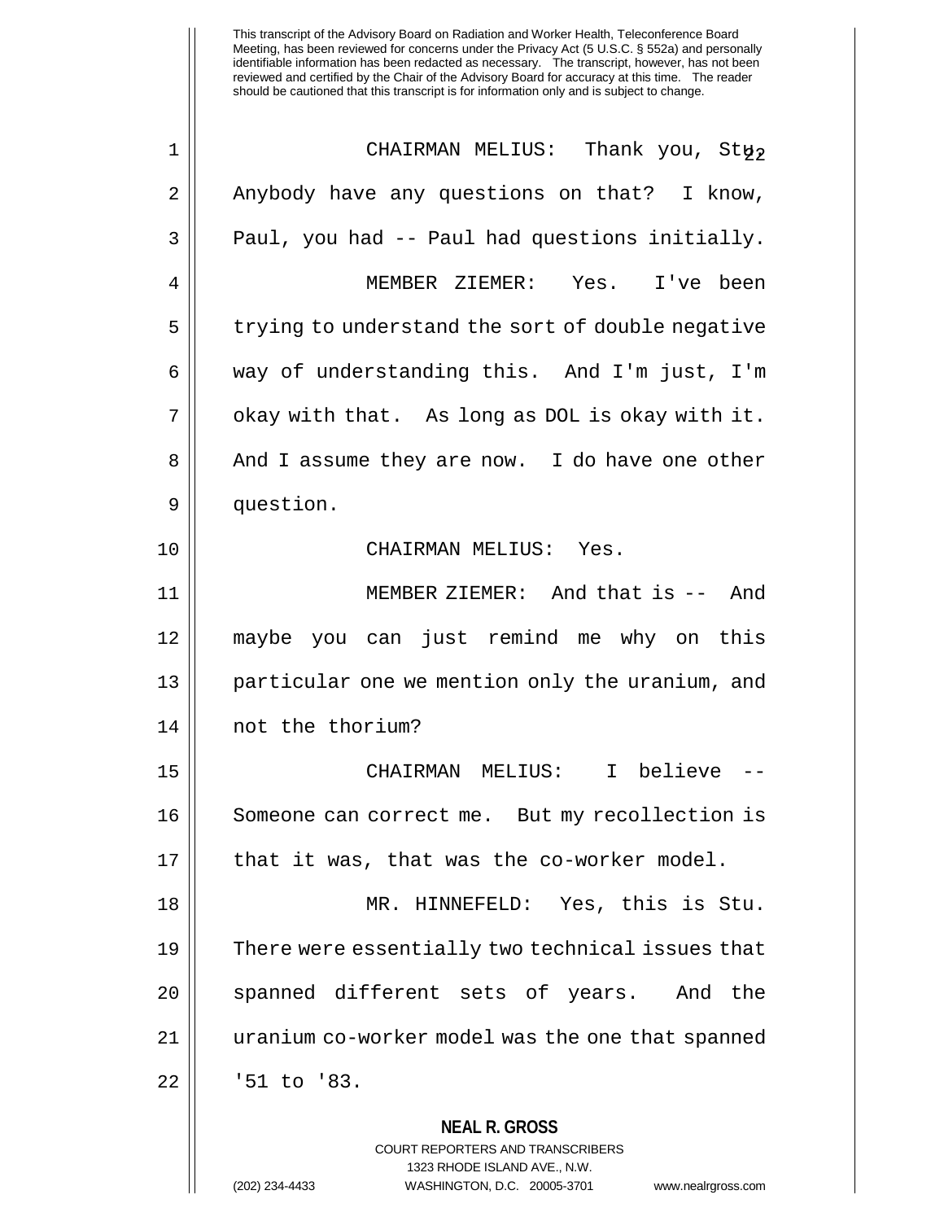CHAIRMAN MELIUS: Thank you, Stu. Anybody have any questions on that? I know, Paul, you had -- Paul had questions initially.

MEMBER ZIEMER: Yes. I've been trying to understand the sort of double negative way of understanding this. And I'm just, I'm okay with that. As long as DOL is okay with it. And I assume they are now. I do have one other question.

CHAIRMAN MELIUS: Yes.

MEMBER ZIEMER: And that is -- And maybe you can just remind me why on this particular one we mention only the uranium, and not the thorium?

CHAIRMAN MELIUS: I believe -- Someone can correct me. But my recollection is that it was, that was the co-worker model.

MR. HINNEFELD: Yes, this is Stu. There were essentially two technical issues that spanned different sets of years. And the uranium co-worker model was the one that spanned '51 to '83.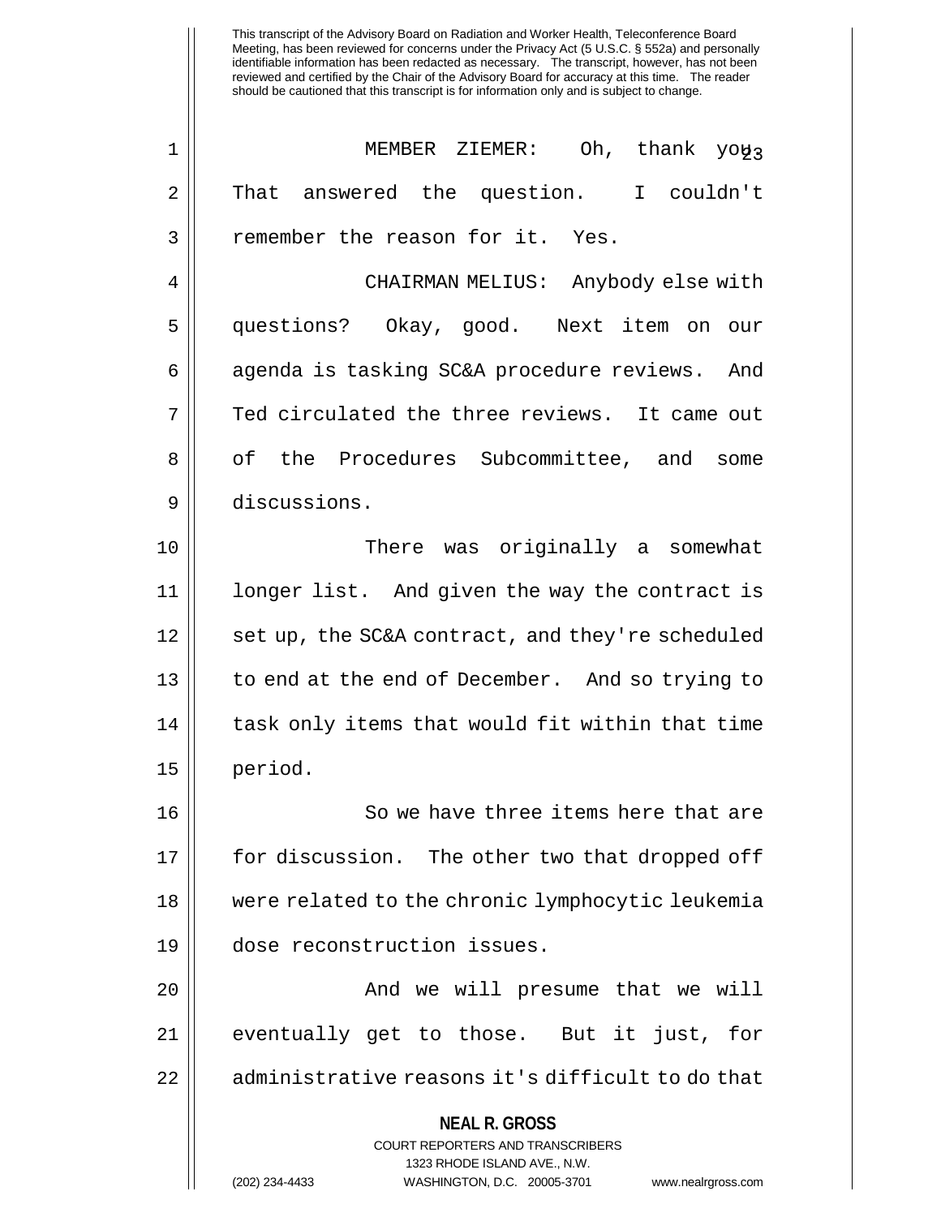MEMBER ZIEMER: Oh, thank you. That answered the question. I couldn't remember the reason for it. Yes.

CHAIRMAN MELIUS: Anybody else with questions? Okay, good. Next item on our agenda is tasking SC&A procedure reviews. And Ted circulated the three reviews. It came out of the Procedures Subcommittee, and some discussions.

There was originally a somewhat longer list. And given the way the contract is set up, the SC&A contract, and they're scheduled to end at the end of December. And so trying to task only items that would fit within that time period.

So we have three items here that are for discussion. The other two that dropped off were related to the chronic lymphocytic leukemia dose reconstruction issues.

And we will presume that we will eventually get to those. But it just, for administrative reasons it's difficult to do that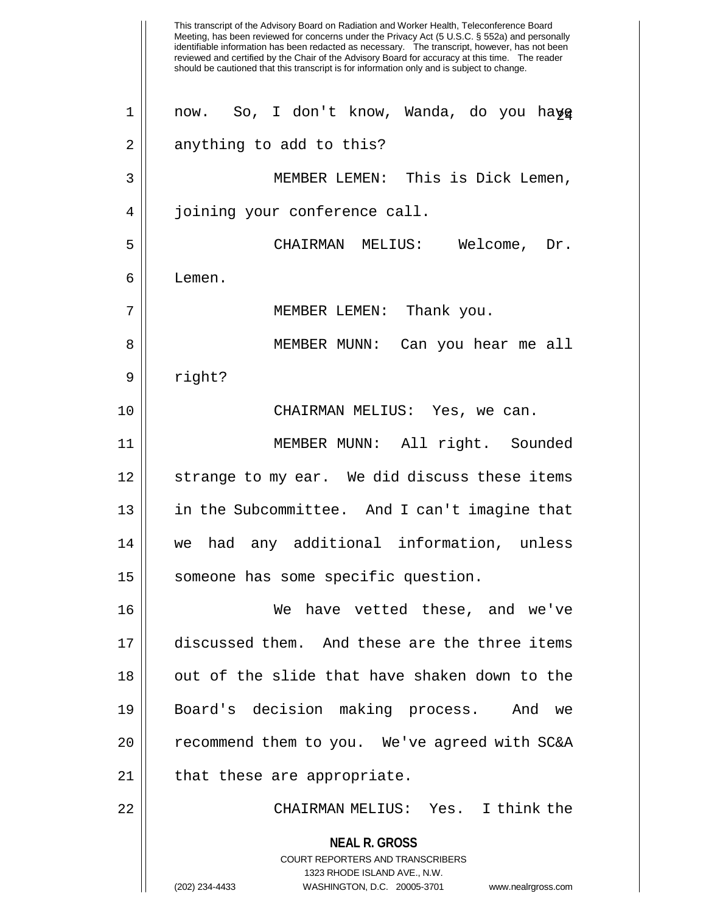now. So, I don't know, Wanda, do you have anything to add to this?

MEMBER LEMEN: This is Dick Lemen, joining your conference call.

CHAIRMAN MELIUS: Welcome, Dr. Lemen.

MEMBER LEMEN: Thank you.

MEMBER MUNN: Can you hear me all right?

CHAIRMAN MELIUS: Yes, we can.

MEMBER MUNN: All right. Sounded strange to my ear. We did discuss these items in the Subcommittee. And I can't imagine that we had any additional information, unless someone has some specific question.

We have vetted these, and we've discussed them. And these are the three items out of the slide that have shaken down to the Board's decision making process. And we recommend them to you. We've agreed with SC&A that these are appropriate.

CHAIRMAN MELIUS: Yes. I think the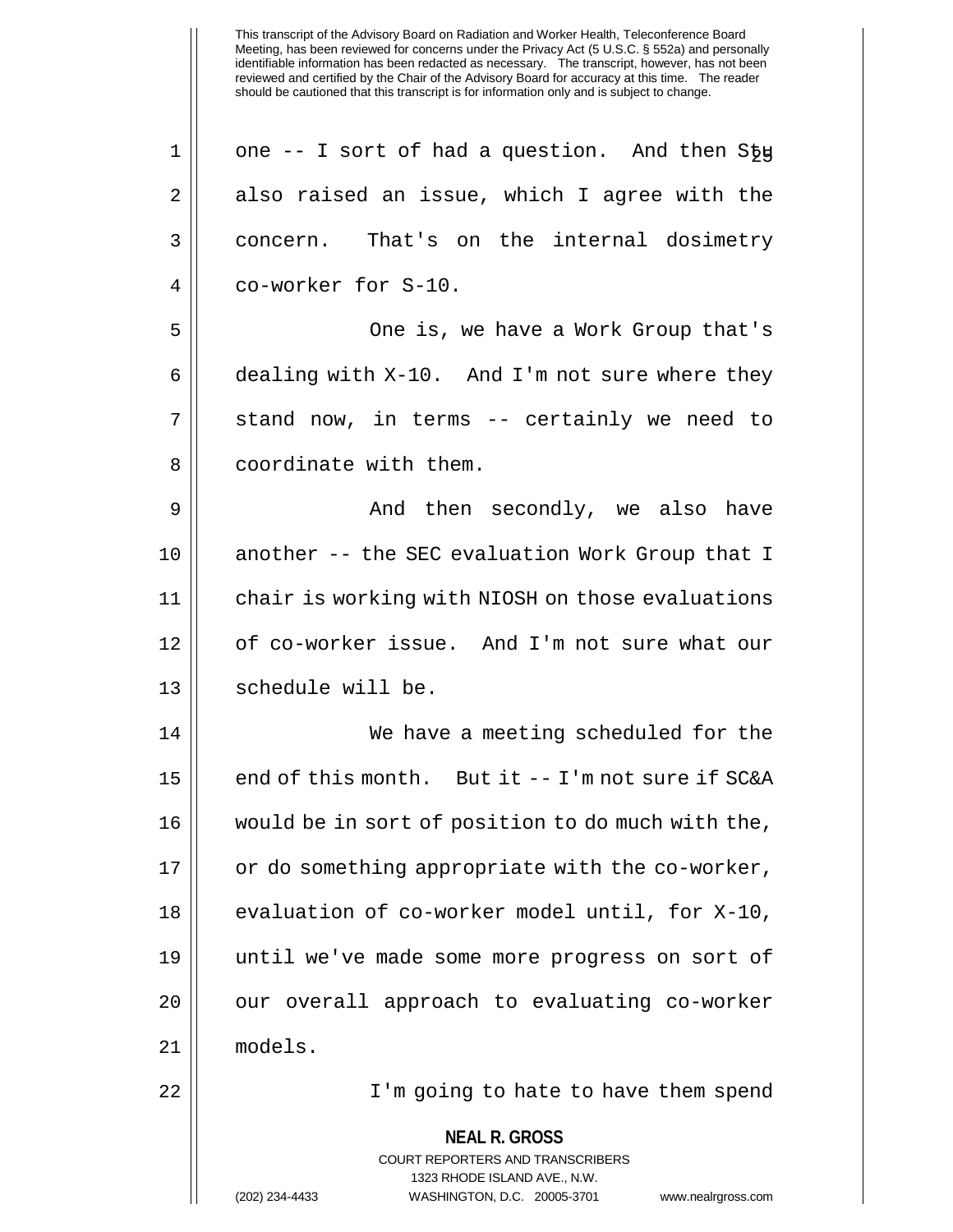one -- I sort of had a question. And then Stu also raised an issue, which I agree with the concern. That's on the internal dosimetry co-worker for S-10.

One is, we have a Work Group that's dealing with X-10. And I'm not sure where they stand now, in terms -- certainly we need to coordinate with them.

And then secondly, we also have another -- the SEC evaluation Work Group that I chair is working with NIOSH on those evaluations of co-worker issue. And I'm not sure what our schedule will be.

We have a meeting scheduled for the end of this month. But it -- I'm not sure if SC&A would be in sort of position to do much with the, or do something appropriate with the co-worker, evaluation of co-worker model until, for X-10, until we've made some more progress on sort of our overall approach to evaluating co-worker models.

I'm going to hate to have them spend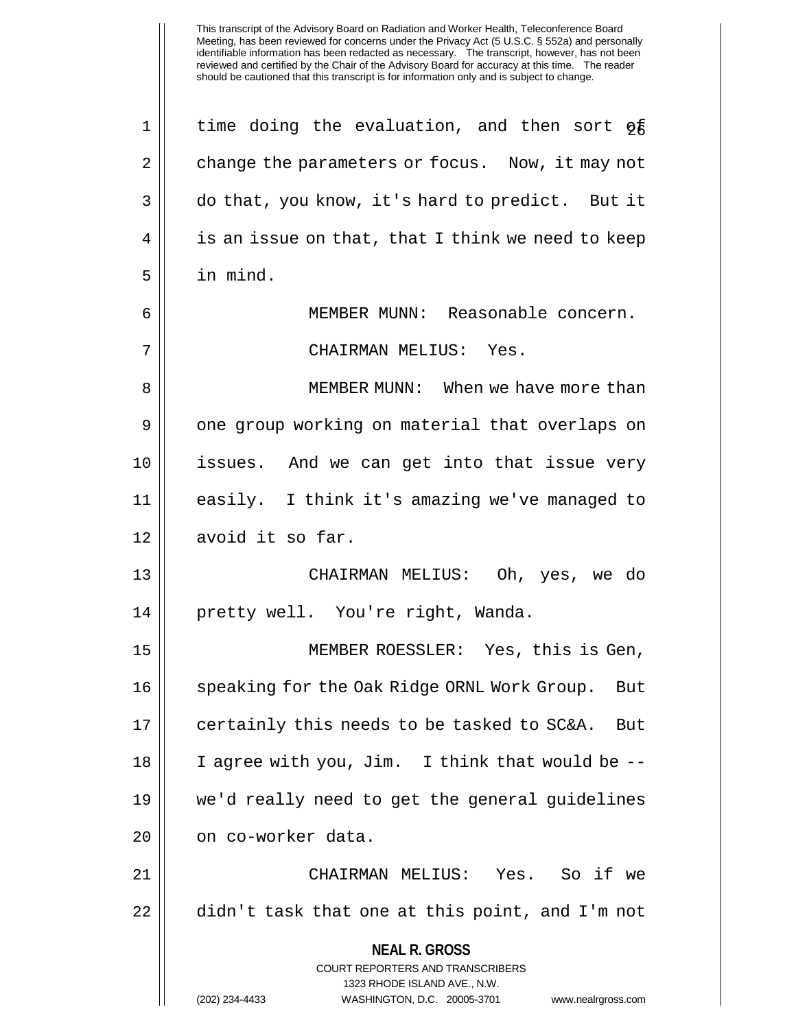time doing the evaluation, and then sort of change the parameters or focus. Now, it may not do that, you know, it's hard to predict. But it is an issue on that, that I think we need to keep in mind.

MEMBER MUNN: Reasonable concern.

CHAIRMAN MELIUS: Yes.

MEMBER MUNN: When we have more than one group working on material that overlaps on issues. And we can get into that issue very easily. I think it's amazing we've managed to avoid it so far.

CHAIRMAN MELIUS: Oh, yes, we do pretty well. You're right, Wanda.

MEMBER ROESSLER: Yes, this is Gen, speaking for the Oak Ridge ORNL Work Group. But certainly this needs to be tasked to SC&A. But I agree with you, Jim. I think that would be -- we'd really need to get the general guidelines on co-worker data.

CHAIRMAN MELIUS: Yes. So if we didn't task that one at this point, and I'm not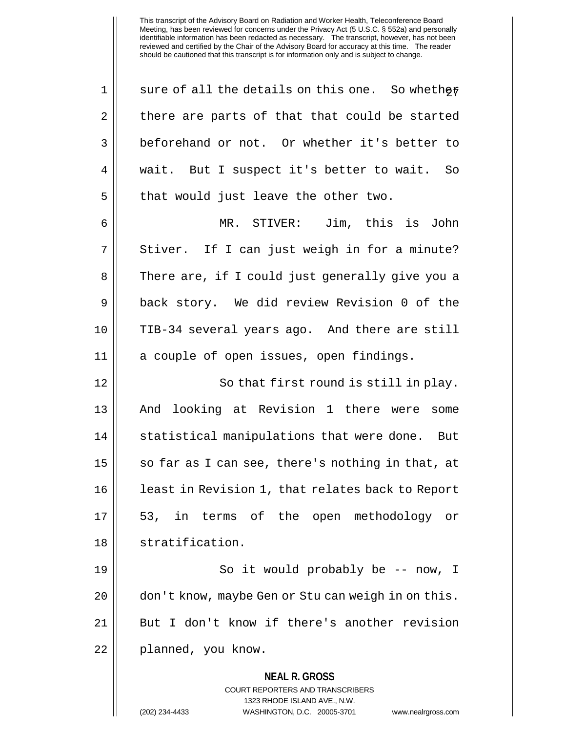sure of all the details on this one. So whether there are parts of that that could be started beforehand or not. Or whether it's better to wait. But I suspect it's better to wait. So that would just leave the other two.

MR. STIVER: Jim, this is John Stiver. If I can just weigh in for a minute? There are, if I could just generally give you a back story. We did review Revision 0 of the TIB-34 several years ago. And there are still a couple of open issues, open findings.

So that first round is still in play. And looking at Revision 1 there were some statistical manipulations that were done. But so far as I can see, there's nothing in that, at least in Revision 1, that relates back to Report 53, in terms of the open methodology or stratification.

So it would probably be -- now, I don't know, maybe Gen or Stu can weigh in on this. But I don't know if there's another revision planned, you know.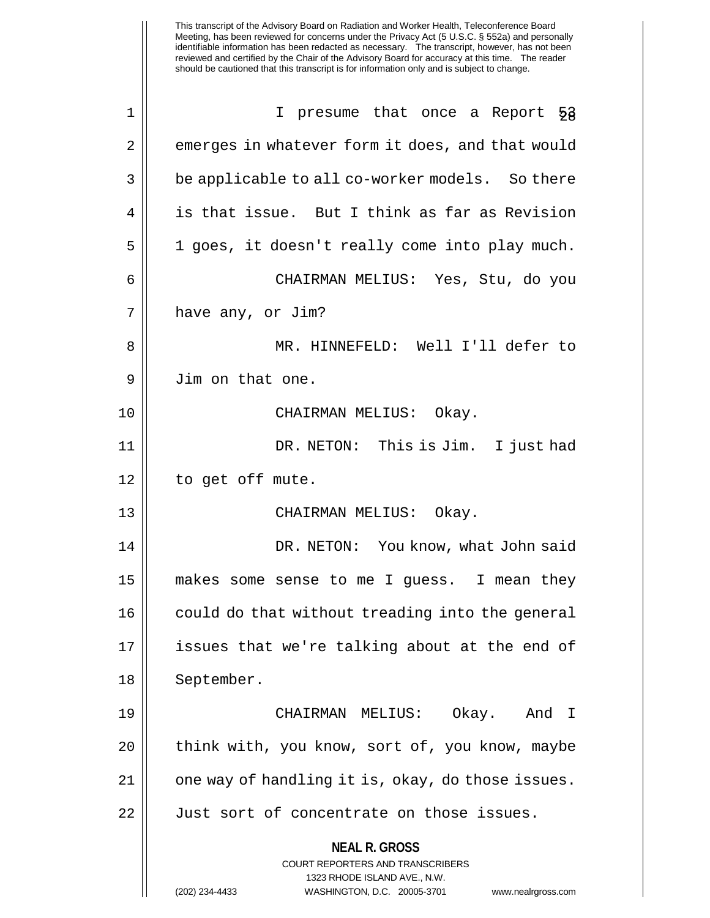This transcript of the Advisory Board on Radiation and Worker Health, Teleconference Board Meeting, has been reviewed for concerns under the Privacy Act (5 U.S.C. § 552a) and personally identifiable information has been redacted as necessary. The transcript, however, has not been reviewed and certified by the Chair of the Advisory Board for accuracy at this time. The reader should be cautioned that this transcript is for information only and is subject to change.

1 I presume that once a Report 53
2 emerges in whatever form it does, and that would
3 be applicable to all co-worker models. So there
4 is that issue. But I think as far as Revision
5 1 goes, it doesn't really come into play much.

6 CHAIRMAN MELIUS: Yes, Stu, do you
7 have any, or Jim?

8 MR. HINNEFELD: Well I'll defer to
9 Jim on that one.

10 CHAIRMAN MELIUS: Okay.

11 DR. NETON: This is Jim. I just had
12 to get off mute.

13 CHAIRMAN MELIUS: Okay.

14 DR. NETON: You know, what John said
15 makes some sense to me I guess. I mean they
16 could do that without treading into the general
17 issues that we're talking about at the end of
18 September.

19 CHAIRMAN MELIUS: Okay. And I
20 think with, you know, sort of, you know, maybe
21 one way of handling it is, okay, do those issues.
22 Just sort of concentrate on those issues.

**NEAL R. GROSS**
COURT REPORTERS AND TRANSCRIBERS
1323 RHODE ISLAND AVE., N.W.
(202) 234-4433 WASHINGTON, D.C. 20005-3701 www.nealrgross.com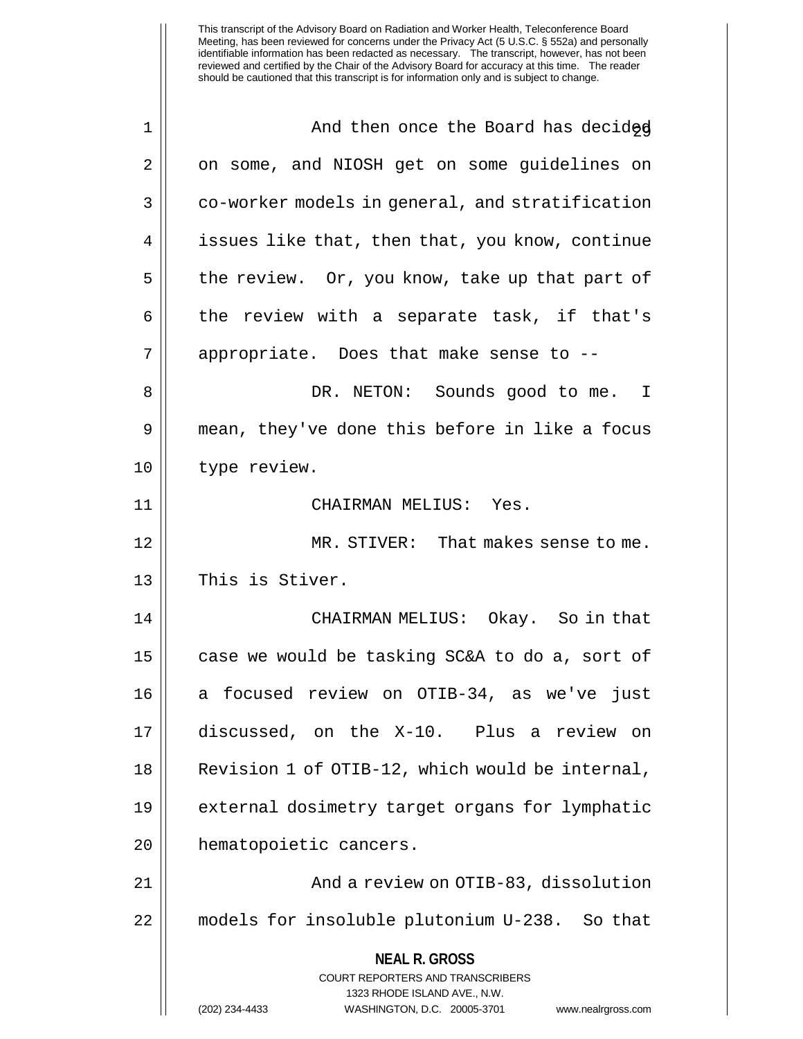And then once the Board has decided on some, and NIOSH get on some guidelines on co-worker models in general, and stratification issues like that, then that, you know, continue the review. Or, you know, take up that part of the review with a separate task, if that's appropriate. Does that make sense to --

DR. NETON: Sounds good to me. I mean, they've done this before in like a focus type review.

CHAIRMAN MELIUS: Yes.

MR. STIVER: That makes sense to me. This is Stiver.

CHAIRMAN MELIUS: Okay. So in that case we would be tasking SC&A to do a, sort of a focused review on OTIB-34, as we've just discussed, on the X-10. Plus a review on Revision 1 of OTIB-12, which would be internal, external dosimetry target organs for lymphatic hematopoietic cancers.

And a review on OTIB-83, dissolution models for insoluble plutonium U-238. So that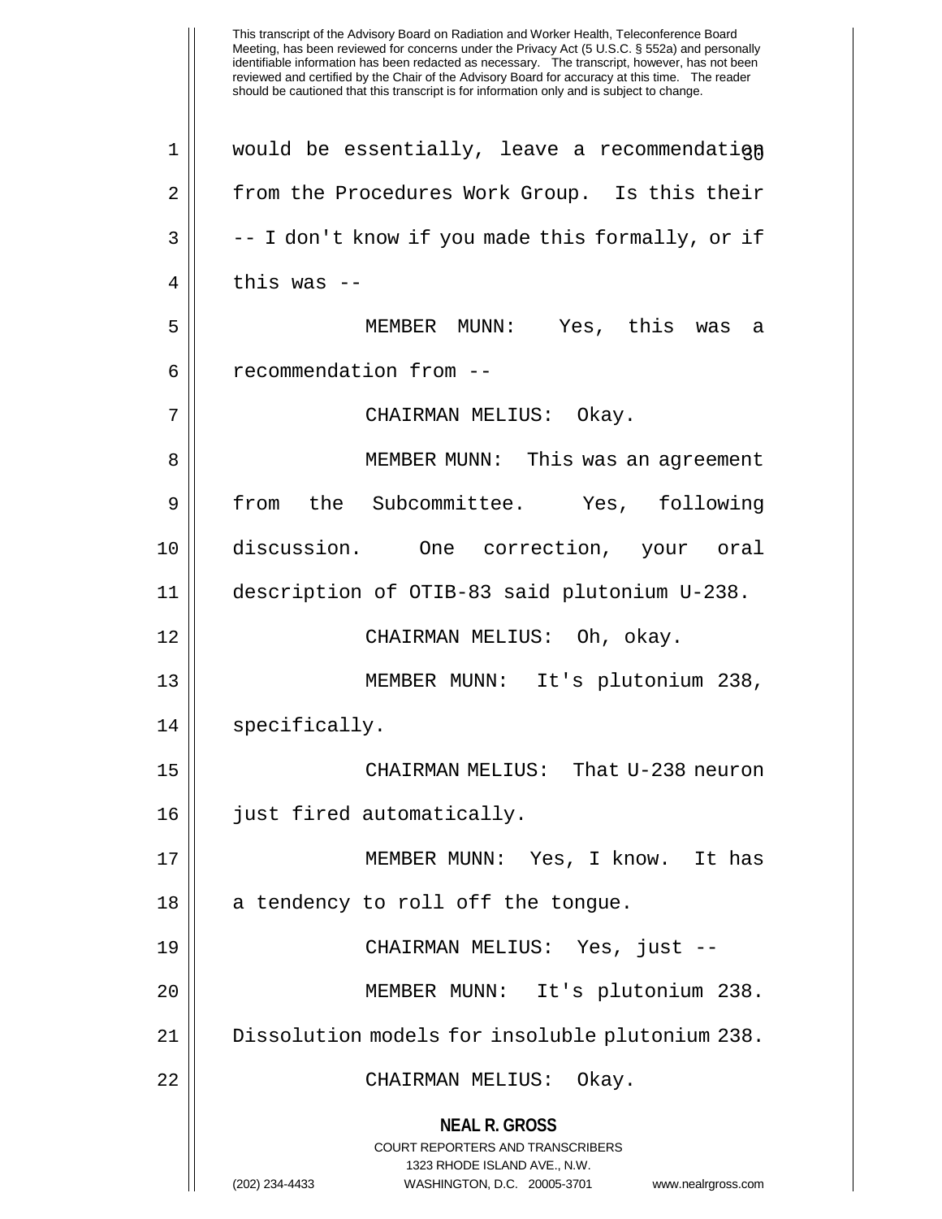would be essentially, leave a recommendation from the Procedures Work Group. Is this their -- I don't know if you made this formally, or if this was --

MEMBER MUNN: Yes, this was a recommendation from --

CHAIRMAN MELIUS: Okay.

MEMBER MUNN: This was an agreement from the Subcommittee. Yes, following discussion. One correction, your oral description of OTIB-83 said plutonium U-238.

CHAIRMAN MELIUS: Oh, okay.

MEMBER MUNN: It's plutonium 238, specifically.

CHAIRMAN MELIUS: That U-238 neuron just fired automatically.

MEMBER MUNN: Yes, I know. It has a tendency to roll off the tongue.

CHAIRMAN MELIUS: Yes, just --

MEMBER MUNN: It's plutonium 238. Dissolution models for insoluble plutonium 238.

CHAIRMAN MELIUS: Okay.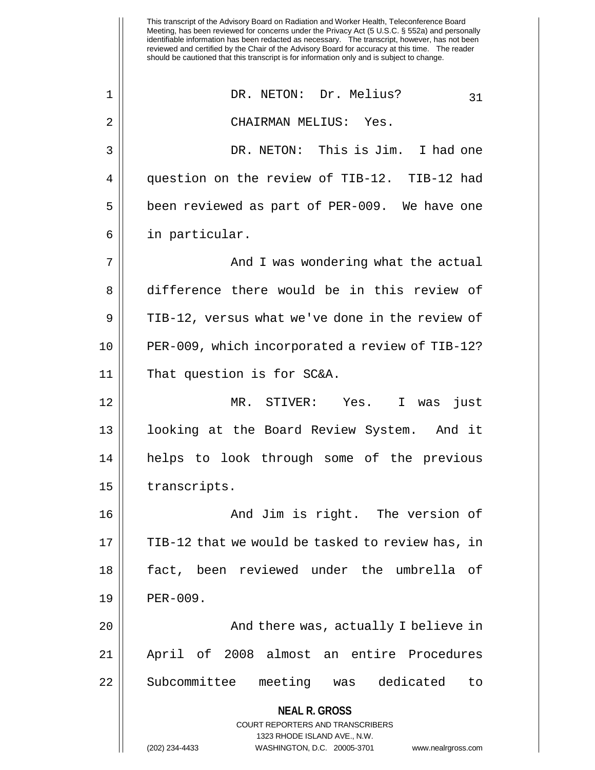DR. NETON: Dr. Melius?

CHAIRMAN MELIUS: Yes.

DR. NETON: This is Jim. I had one question on the review of TIB-12. TIB-12 had been reviewed as part of PER-009. We have one in particular.

And I was wondering what the actual difference there would be in this review of TIB-12, versus what we've done in the review of PER-009, which incorporated a review of TIB-12? That question is for SC&A.

MR. STIVER: Yes. I was just looking at the Board Review System. And it helps to look through some of the previous transcripts.

And Jim is right. The version of TIB-12 that we would be tasked to review has, in fact, been reviewed under the umbrella of PER-009.

And there was, actually I believe in April of 2008 almost an entire Procedures Subcommittee meeting was dedicated to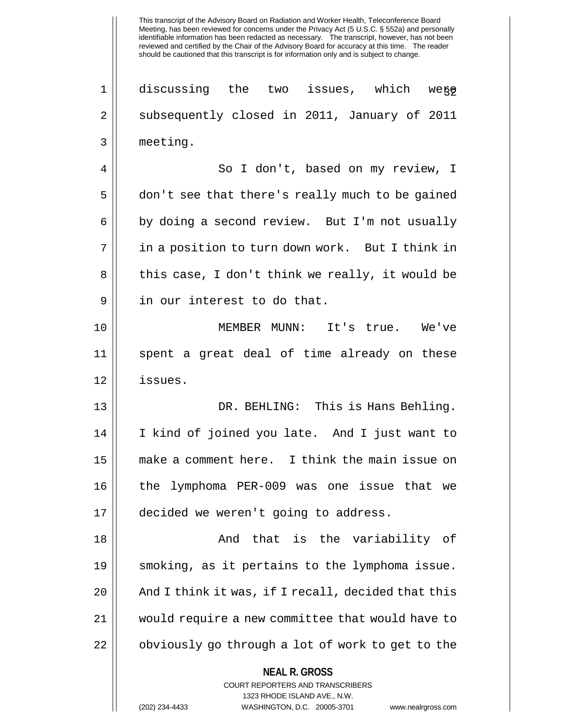discussing the two issues, which were subsequently closed in 2011, January of 2011 meeting.

So I don't, based on my review, I don't see that there's really much to be gained by doing a second review. But I'm not usually in a position to turn down work. But I think in this case, I don't think we really, it would be in our interest to do that.

MEMBER MUNN: It's true. We've spent a great deal of time already on these issues.

DR. BEHLING: This is Hans Behling. I kind of joined you late. And I just want to make a comment here. I think the main issue on the lymphoma PER-009 was one issue that we decided we weren't going to address.

And that is the variability of smoking, as it pertains to the lymphoma issue. And I think it was, if I recall, decided that this would require a new committee that would have to obviously go through a lot of work to get to the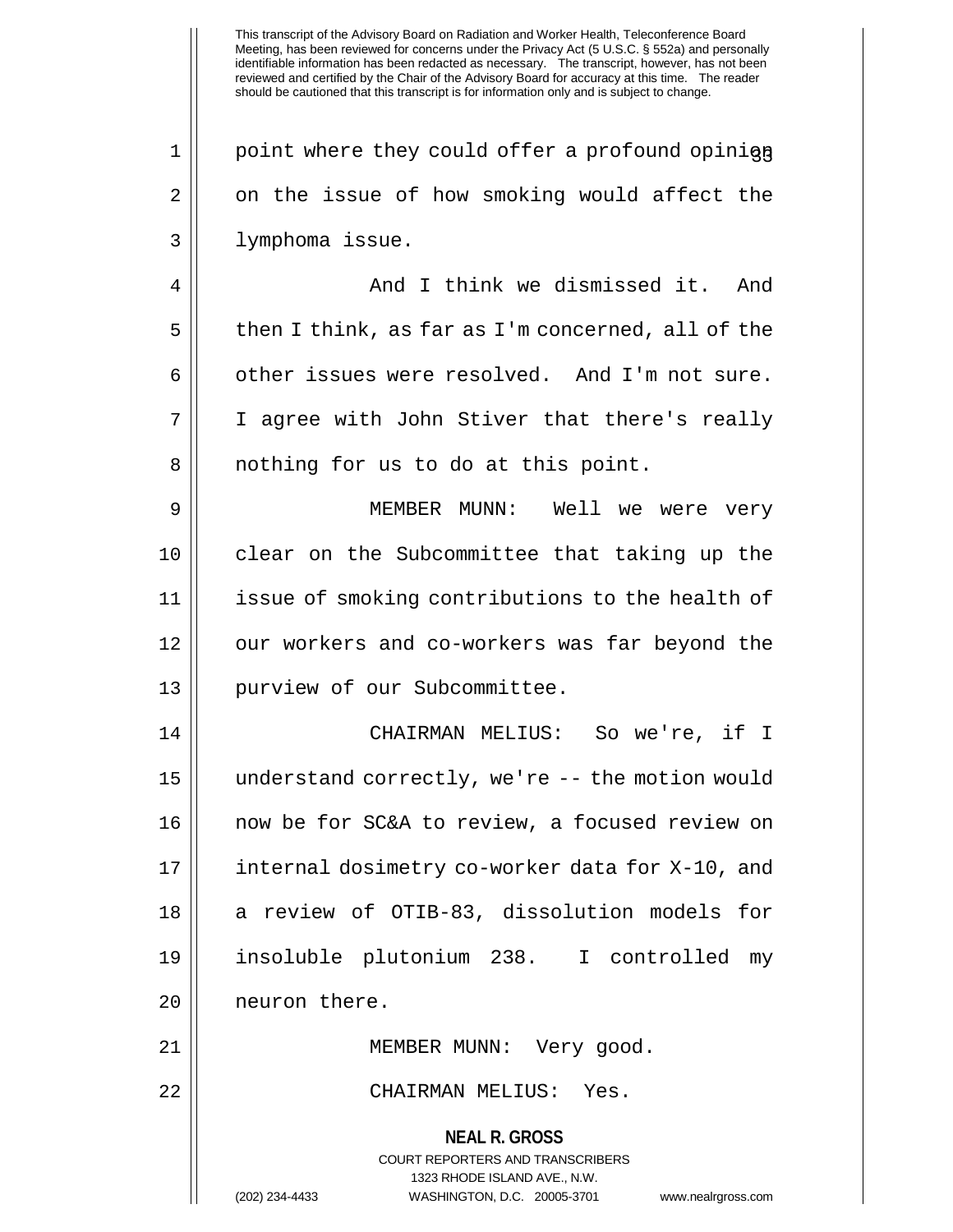point where they could offer a profound opinion on the issue of how smoking would affect the lymphoma issue.

And I think we dismissed it. And then I think, as far as I'm concerned, all of the other issues were resolved. And I'm not sure. I agree with John Stiver that there's really nothing for us to do at this point.

MEMBER MUNN: Well we were very clear on the Subcommittee that taking up the issue of smoking contributions to the health of our workers and co-workers was far beyond the purview of our Subcommittee.

CHAIRMAN MELIUS: So we're, if I understand correctly, we're -- the motion would now be for SC&A to review, a focused review on internal dosimetry co-worker data for X-10, and a review of OTIB-83, dissolution models for insoluble plutonium 238. I controlled my neuron there.

MEMBER MUNN: Very good.

CHAIRMAN MELIUS: Yes.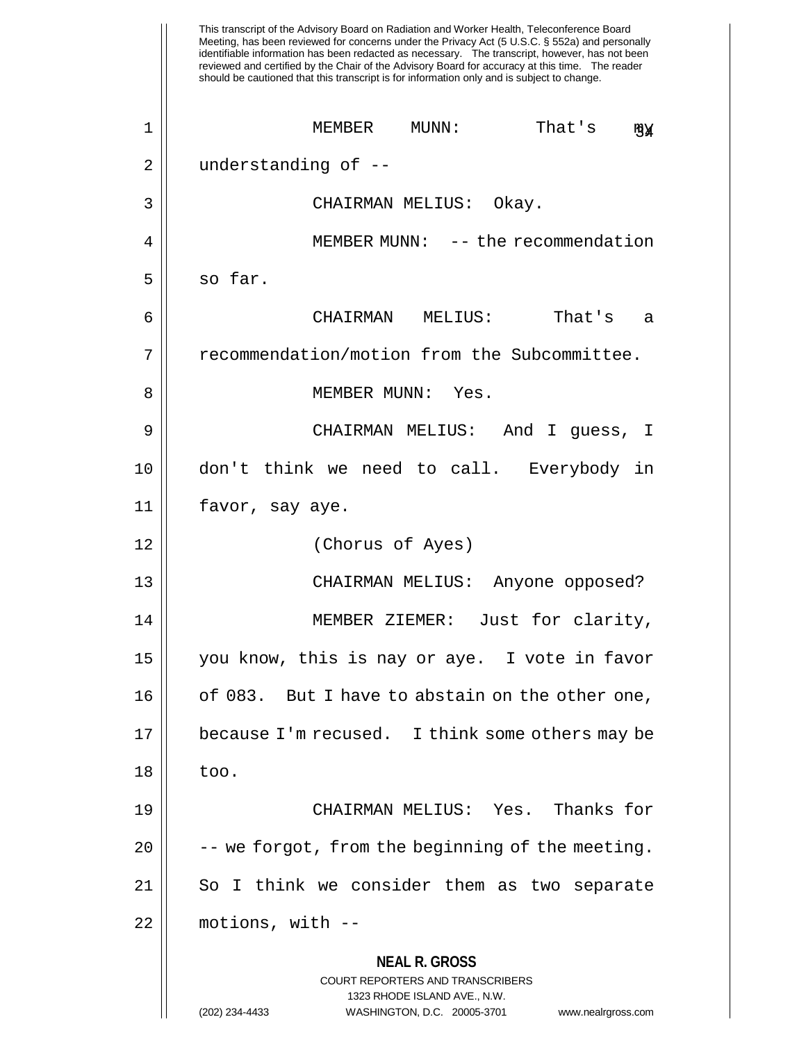This transcript of the Advisory Board on Radiation and Worker Health, Teleconference Board Meeting, has been reviewed for concerns under the Privacy Act (5 U.S.C. § 552a) and personally identifiable information has been redacted as necessary. The transcript, however, has not been reviewed and certified by the Chair of the Advisory Board for accuracy at this time. The reader should be cautioned that this transcript is for information only and is subject to change.

1 MEMBER MUNN: That's my
2 understanding of --
3 CHAIRMAN MELIUS: Okay.
4 MEMBER MUNN: -- the recommendation
5 so far.
6 CHAIRMAN MELIUS: That's a
7 recommendation/motion from the Subcommittee.
8 MEMBER MUNN: Yes.
9 CHAIRMAN MELIUS: And I guess, I
10 don't think we need to call. Everybody in
11 favor, say aye.
12 (Chorus of Ayes)
13 CHAIRMAN MELIUS: Anyone opposed?
14 MEMBER ZIEMER: Just for clarity,
15 you know, this is nay or aye. I vote in favor
16 of 083. But I have to abstain on the other one,
17 because I'm recused. I think some others may be
18 too.
19 CHAIRMAN MELIUS: Yes. Thanks for
20 -- we forgot, from the beginning of the meeting.
21 So I think we consider them as two separate
22 motions, with --

**NEAL R. GROSS**
COURT REPORTERS AND TRANSCRIBERS
1323 RHODE ISLAND AVE., N.W.
(202) 234-4433 WASHINGTON, D.C. 20005-3701 www.nealrgross.com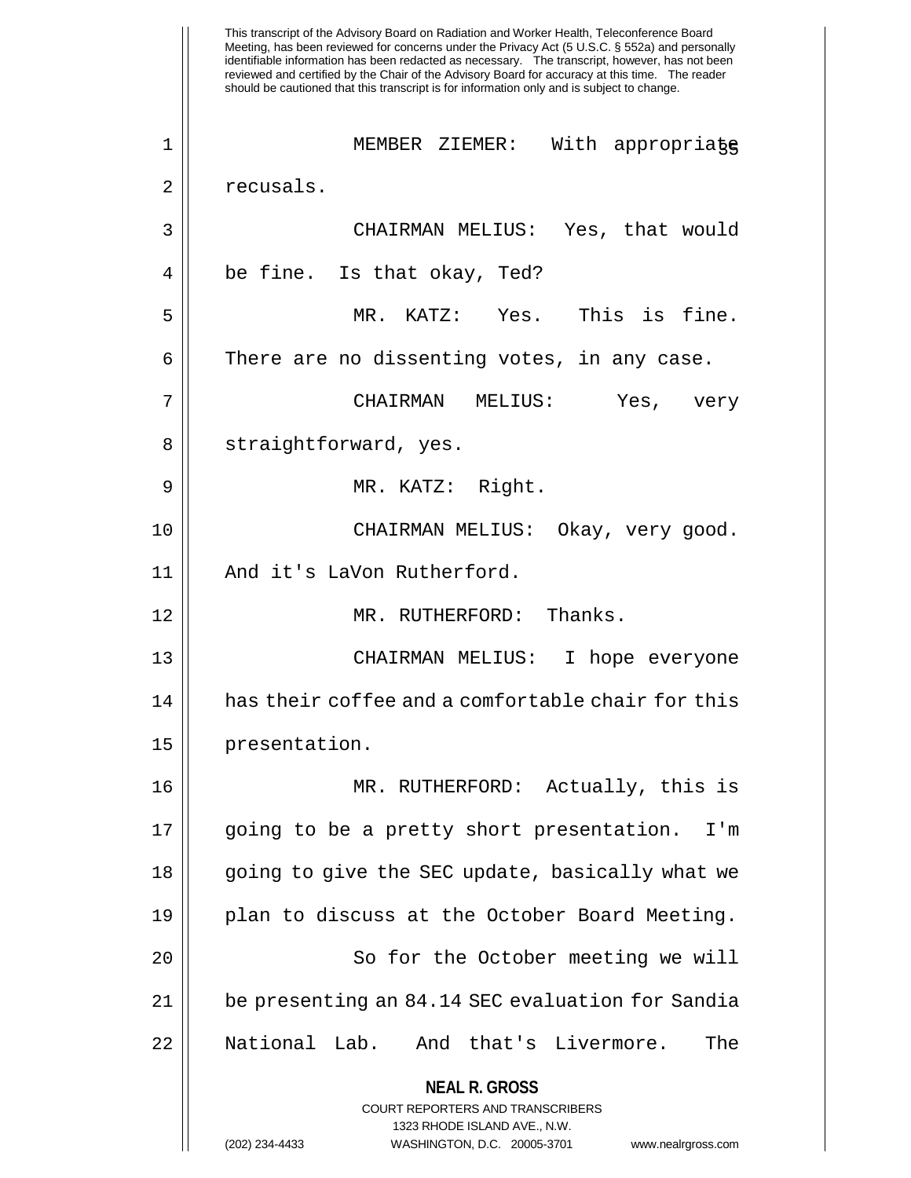This transcript of the Advisory Board on Radiation and Worker Health, Teleconference Board Meeting, has been reviewed for concerns under the Privacy Act (5 U.S.C. § 552a) and personally identifiable information has been redacted as necessary. The transcript, however, has not been reviewed and certified by the Chair of the Advisory Board for accuracy at this time. The reader should be cautioned that this transcript is for information only and is subject to change.

1 MEMBER ZIEMER: With appropriate
2 recusals.
3 CHAIRMAN MELIUS: Yes, that would
4 be fine. Is that okay, Ted?
5 MR. KATZ: Yes. This is fine.
6 There are no dissenting votes, in any case.
7 CHAIRMAN MELIUS: Yes, very
8 straightforward, yes.
9 MR. KATZ: Right.
10 CHAIRMAN MELIUS: Okay, very good.
11 And it's LaVon Rutherford.
12 MR. RUTHERFORD: Thanks.
13 CHAIRMAN MELIUS: I hope everyone
14 has their coffee and a comfortable chair for this
15 presentation.
16 MR. RUTHERFORD: Actually, this is
17 going to be a pretty short presentation. I'm
18 going to give the SEC update, basically what we
19 plan to discuss at the October Board Meeting.
20 So for the October meeting we will
21 be presenting an 84.14 SEC evaluation for Sandia
22 National Lab. And that's Livermore. The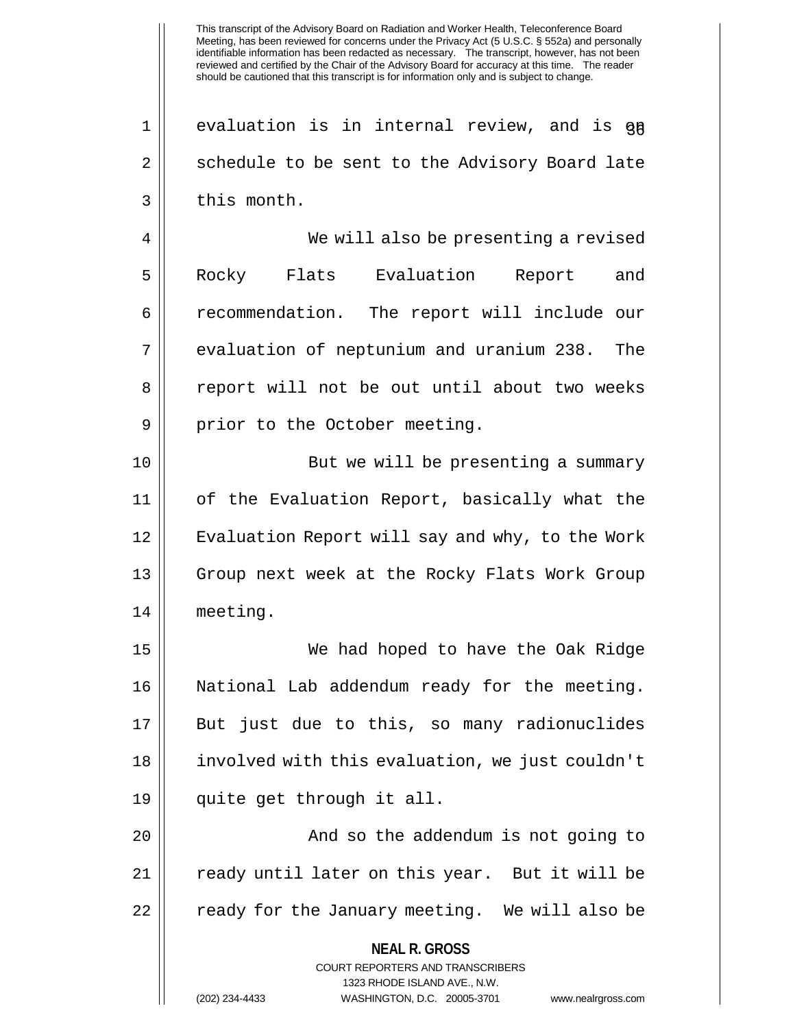evaluation is in internal review, and is on schedule to be sent to the Advisory Board late this month.

We will also be presenting a revised Rocky Flats Evaluation Report and recommendation. The report will include our evaluation of neptunium and uranium 238. The report will not be out until about two weeks prior to the October meeting.

But we will be presenting a summary of the Evaluation Report, basically what the Evaluation Report will say and why, to the Work Group next week at the Rocky Flats Work Group meeting.

We had hoped to have the Oak Ridge National Lab addendum ready for the meeting. But just due to this, so many radionuclides involved with this evaluation, we just couldn't quite get through it all.

And so the addendum is not going to ready until later on this year. But it will be ready for the January meeting. We will also be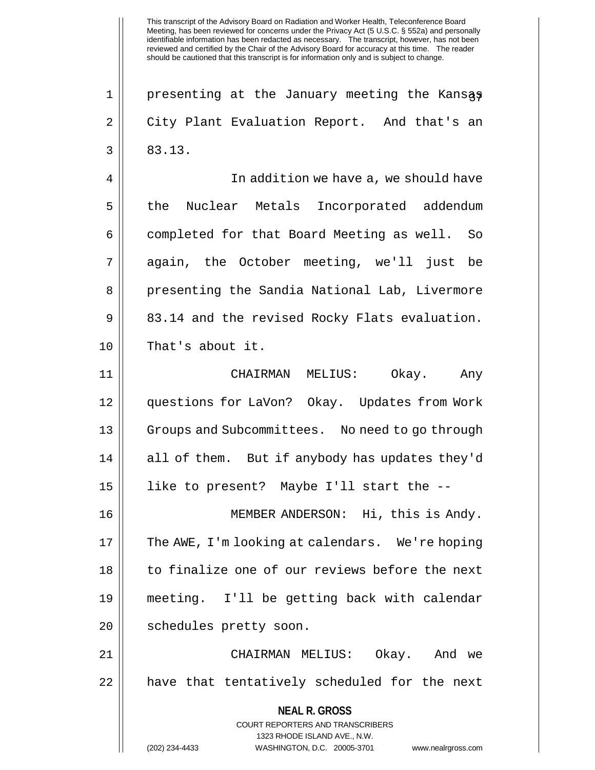presenting at the January meeting the Kansas City Plant Evaluation Report. And that's an 83.13.

In addition we have a, we should have the Nuclear Metals Incorporated addendum completed for that Board Meeting as well. So again, the October meeting, we'll just be presenting the Sandia National Lab, Livermore 83.14 and the revised Rocky Flats evaluation. That's about it.

CHAIRMAN MELIUS: Okay. Any questions for LaVon? Okay. Updates from Work Groups and Subcommittees. No need to go through all of them. But if anybody has updates they'd like to present? Maybe I'll start the --

MEMBER ANDERSON: Hi, this is Andy. The AWE, I'm looking at calendars. We're hoping to finalize one of our reviews before the next meeting. I'll be getting back with calendar schedules pretty soon.

CHAIRMAN MELIUS: Okay. And we have that tentatively scheduled for the next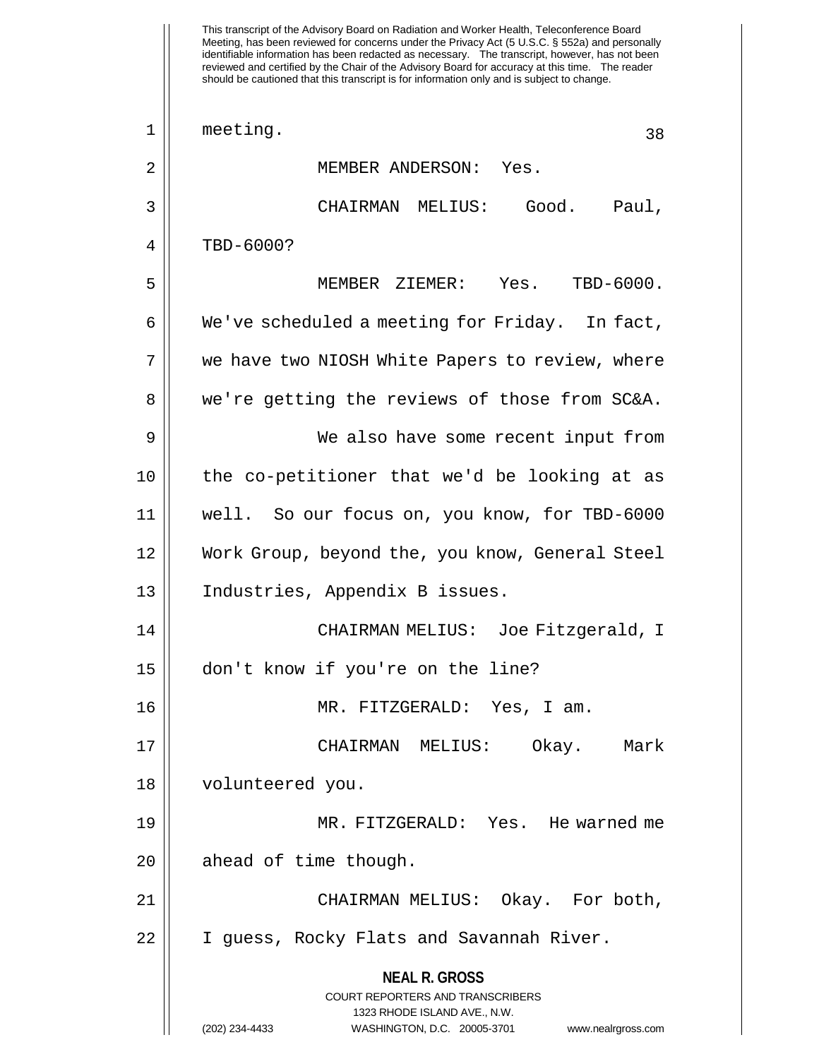This transcript of the Advisory Board on Radiation and Worker Health, Teleconference Board Meeting, has been reviewed for concerns under the Privacy Act (5 U.S.C. § 552a) and personally identifiable information has been redacted as necessary. The transcript, however, has not been reviewed and certified by the Chair of the Advisory Board for accuracy at this time. The reader should be cautioned that this transcript is for information only and is subject to change.

meeting.

MEMBER ANDERSON: Yes.

CHAIRMAN MELIUS: Good. Paul, TBD-6000?

MEMBER ZIEMER: Yes. TBD-6000. We've scheduled a meeting for Friday. In fact, we have two NIOSH White Papers to review, where we're getting the reviews of those from SC&A.

We also have some recent input from the co-petitioner that we'd be looking at as well. So our focus on, you know, for TBD-6000 Work Group, beyond the, you know, General Steel Industries, Appendix B issues.

CHAIRMAN MELIUS: Joe Fitzgerald, I don't know if you're on the line?

MR. FITZGERALD: Yes, I am.

CHAIRMAN MELIUS: Okay. Mark volunteered you.

MR. FITZGERALD: Yes. He warned me ahead of time though.

CHAIRMAN MELIUS: Okay. For both, I guess, Rocky Flats and Savannah River.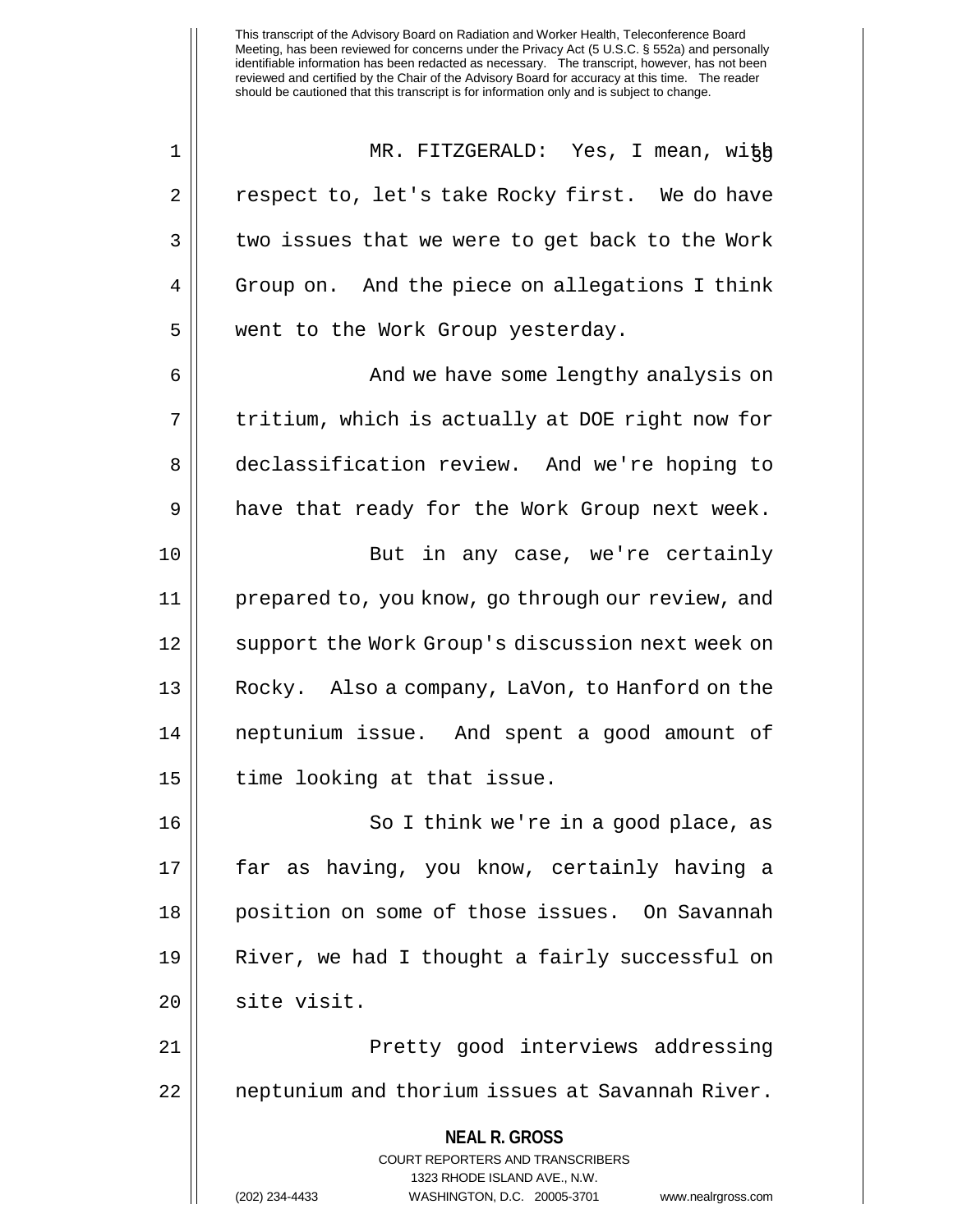MR. FITZGERALD: Yes, I mean, with respect to, let's take Rocky first. We do have two issues that we were to get back to the Work Group on. And the piece on allegations I think went to the Work Group yesterday.

And we have some lengthy analysis on tritium, which is actually at DOE right now for declassification review. And we're hoping to have that ready for the Work Group next week.

But in any case, we're certainly prepared to, you know, go through our review, and support the Work Group's discussion next week on Rocky. Also a company, LaVon, to Hanford on the neptunium issue. And spent a good amount of time looking at that issue.

So I think we're in a good place, as far as having, you know, certainly having a position on some of those issues. On Savannah River, we had I thought a fairly successful on site visit.

Pretty good interviews addressing neptunium and thorium issues at Savannah River.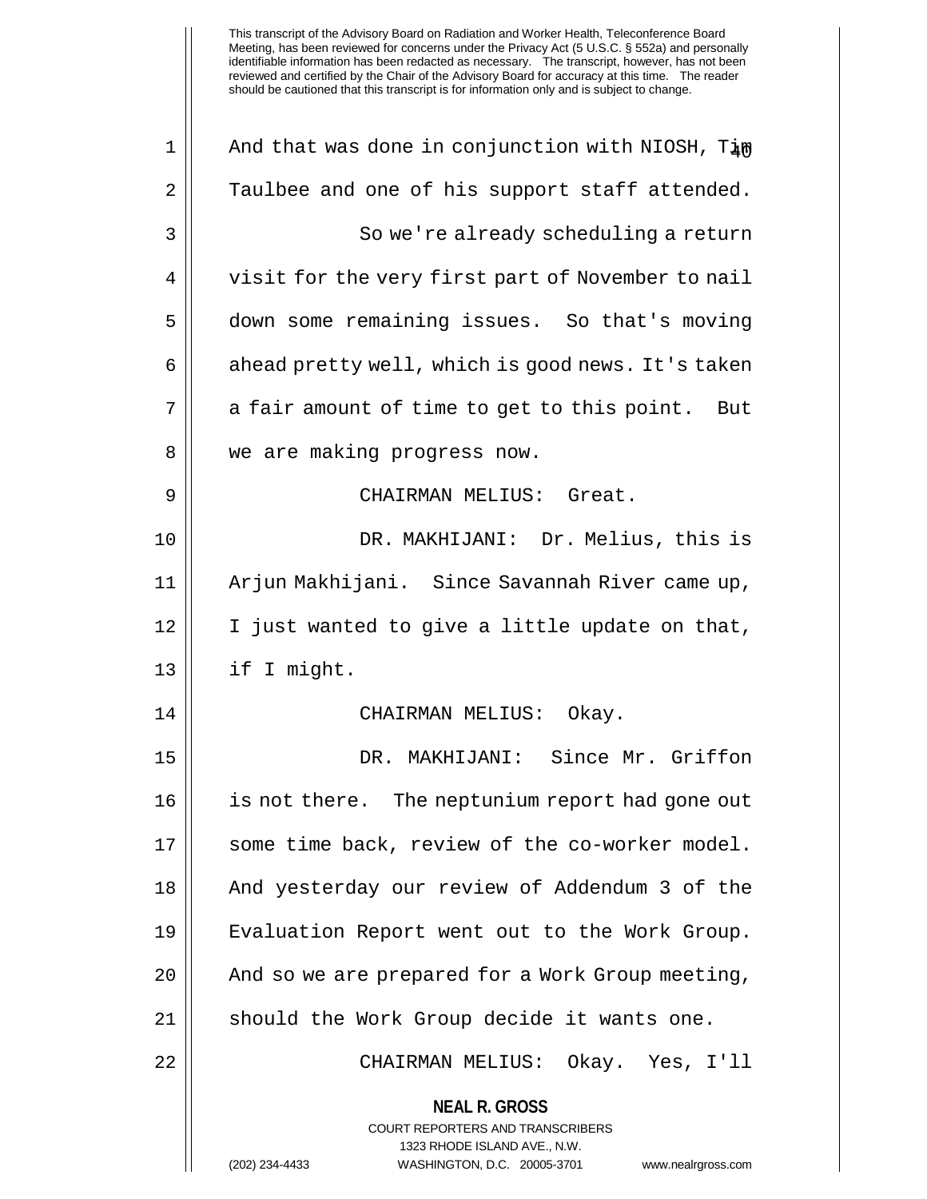This transcript of the Advisory Board on Radiation and Worker Health, Teleconference Board Meeting, has been reviewed for concerns under the Privacy Act (5 U.S.C. § 552a) and personally identifiable information has been redacted as necessary. The transcript, however, has not been reviewed and certified by the Chair of the Advisory Board for accuracy at this time. The reader should be cautioned that this transcript is for information only and is subject to change.

And that was done in conjunction with NIOSH, Tim Taulbee and one of his support staff attended.

So we're already scheduling a return visit for the very first part of November to nail down some remaining issues. So that's moving ahead pretty well, which is good news. It's taken a fair amount of time to get to this point. But we are making progress now.

CHAIRMAN MELIUS: Great.

DR. MAKHIJANI: Dr. Melius, this is Arjun Makhijani. Since Savannah River came up, I just wanted to give a little update on that, if I might.

CHAIRMAN MELIUS: Okay.

DR. MAKHIJANI: Since Mr. Griffon is not there. The neptunium report had gone out some time back, review of the co-worker model. And yesterday our review of Addendum 3 of the Evaluation Report went out to the Work Group. And so we are prepared for a Work Group meeting, should the Work Group decide it wants one.

CHAIRMAN MELIUS: Okay. Yes, I'll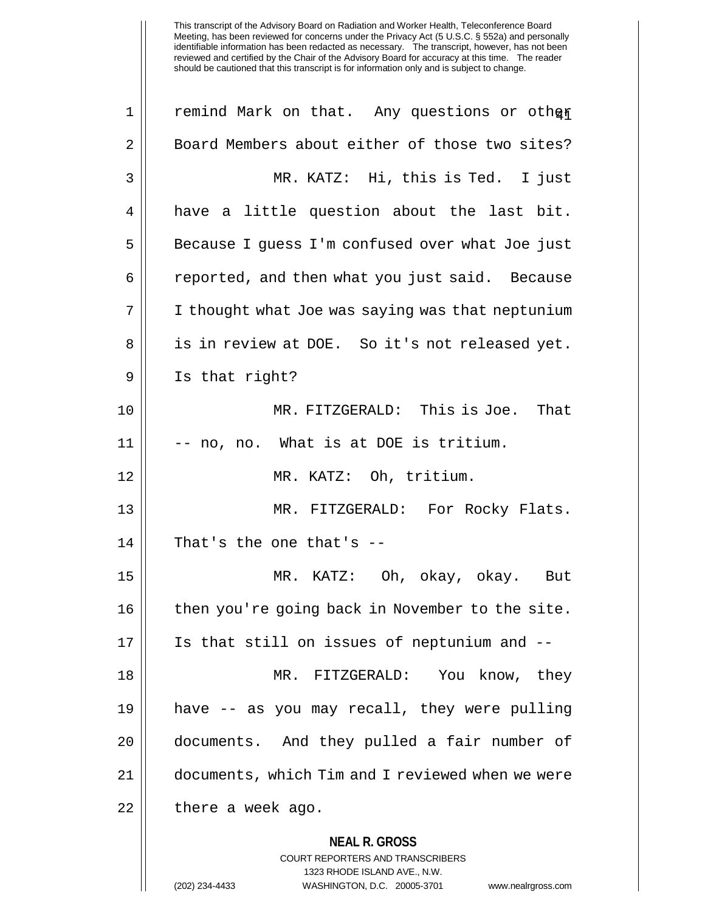remind Mark on that. Any questions or other Board Members about either of those two sites?

MR. KATZ: Hi, this is Ted. I just have a little question about the last bit. Because I guess I'm confused over what Joe just reported, and then what you just said. Because I thought what Joe was saying was that neptunium is in review at DOE. So it's not released yet. Is that right?

MR. FITZGERALD: This is Joe. That -- no, no. What is at DOE is tritium.

MR. KATZ: Oh, tritium.

MR. FITZGERALD: For Rocky Flats. That's the one that's --

MR. KATZ: Oh, okay, okay. But then you're going back in November to the site. Is that still on issues of neptunium and --

MR. FITZGERALD: You know, they have -- as you may recall, they were pulling documents. And they pulled a fair number of documents, which Tim and I reviewed when we were there a week ago.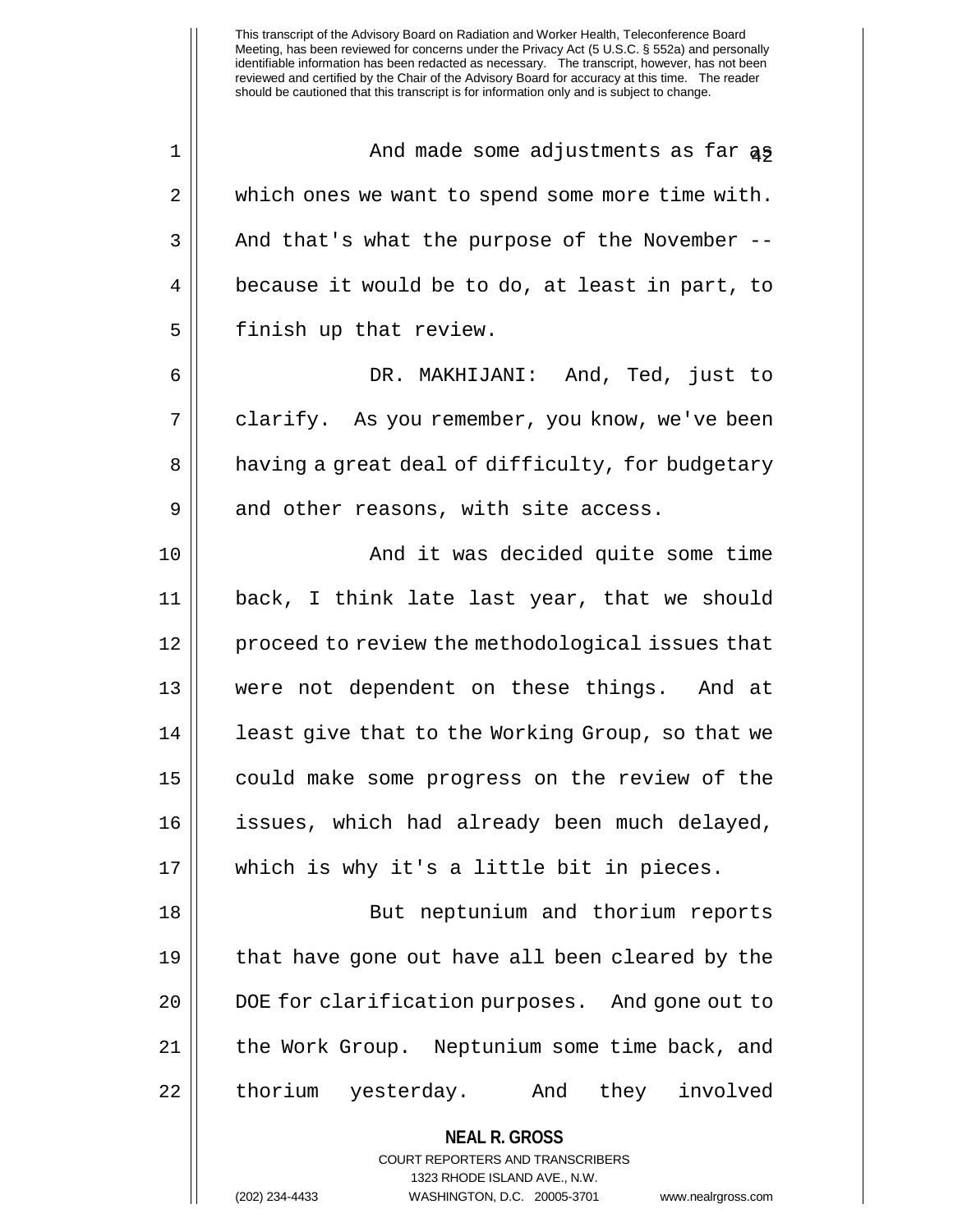And made some adjustments as far as which ones we want to spend some more time with. And that's what the purpose of the November -- because it would be to do, at least in part, to finish up that review.

DR. MAKHIJANI: And, Ted, just to clarify. As you remember, you know, we've been having a great deal of difficulty, for budgetary and other reasons, with site access.

And it was decided quite some time back, I think late last year, that we should proceed to review the methodological issues that were not dependent on these things. And at least give that to the Working Group, so that we could make some progress on the review of the issues, which had already been much delayed, which is why it's a little bit in pieces.

But neptunium and thorium reports that have gone out have all been cleared by the DOE for clarification purposes. And gone out to the Work Group. Neptunium some time back, and thorium yesterday. And they involved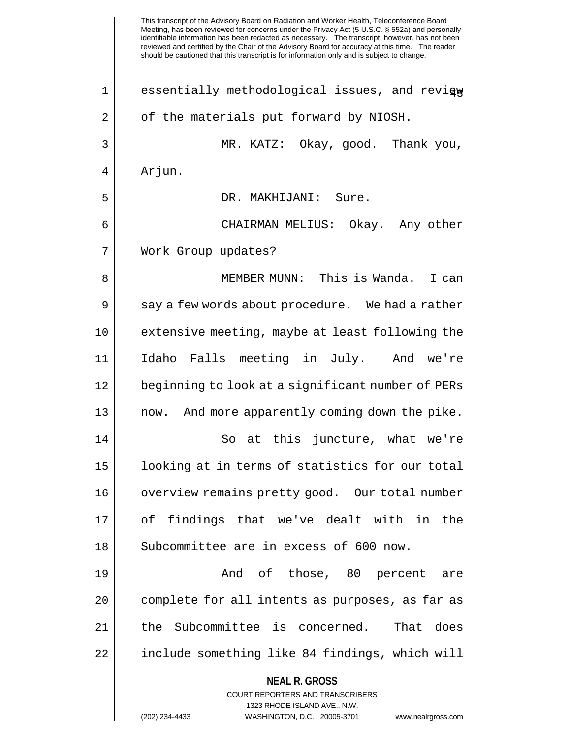essentially methodological issues, and review of the materials put forward by NIOSH.

MR. KATZ: Okay, good. Thank you, Arjun.

DR. MAKHIJANI: Sure.

CHAIRMAN MELIUS: Okay. Any other Work Group updates?

MEMBER MUNN: This is Wanda. I can say a few words about procedure. We had a rather extensive meeting, maybe at least following the Idaho Falls meeting in July. And we're beginning to look at a significant number of PERs now. And more apparently coming down the pike.

So at this juncture, what we're looking at in terms of statistics for our total overview remains pretty good. Our total number of findings that we've dealt with in the Subcommittee are in excess of 600 now.

And of those, 80 percent are complete for all intents as purposes, as far as the Subcommittee is concerned. That does include something like 84 findings, which will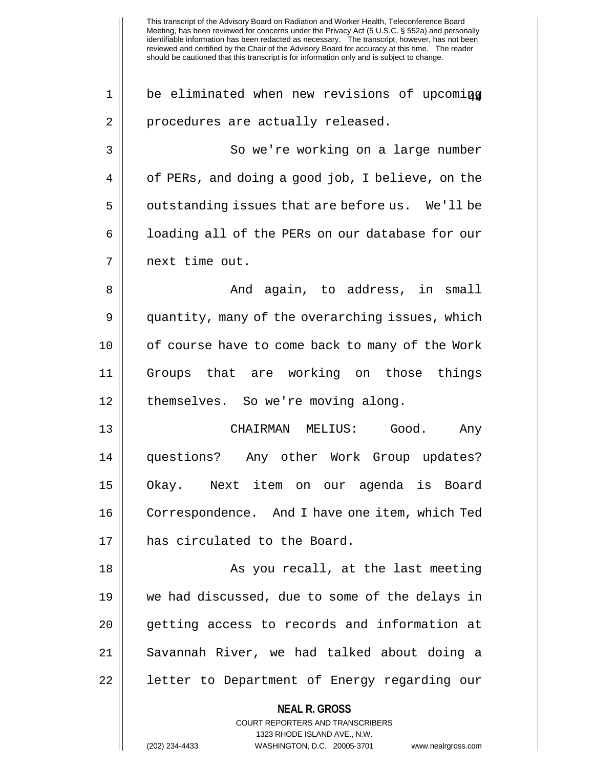This transcript of the Advisory Board on Radiation and Worker Health, Teleconference Board Meeting, has been reviewed for concerns under the Privacy Act (5 U.S.C. § 552a) and personally identifiable information has been redacted as necessary. The transcript, however, has not been reviewed and certified by the Chair of the Advisory Board for accuracy at this time. The reader should be cautioned that this transcript is for information only and is subject to change.

be eliminated when new revisions of upcoming procedures are actually released.

So we're working on a large number of PERs, and doing a good job, I believe, on the outstanding issues that are before us. We'll be loading all of the PERs on our database for our next time out.

And again, to address, in small quantity, many of the overarching issues, which of course have to come back to many of the Work Groups that are working on those things themselves. So we're moving along.

CHAIRMAN MELIUS: Good. Any questions? Any other Work Group updates? Okay. Next item on our agenda is Board Correspondence. And I have one item, which Ted has circulated to the Board.

As you recall, at the last meeting we had discussed, due to some of the delays in getting access to records and information at Savannah River, we had talked about doing a letter to Department of Energy regarding our

**NEAL R. GROSS**
COURT REPORTERS AND TRANSCRIBERS
1323 RHODE ISLAND AVE., N.W.
(202) 234-4433 WASHINGTON, D.C. 20005-3701 www.nealrgross.com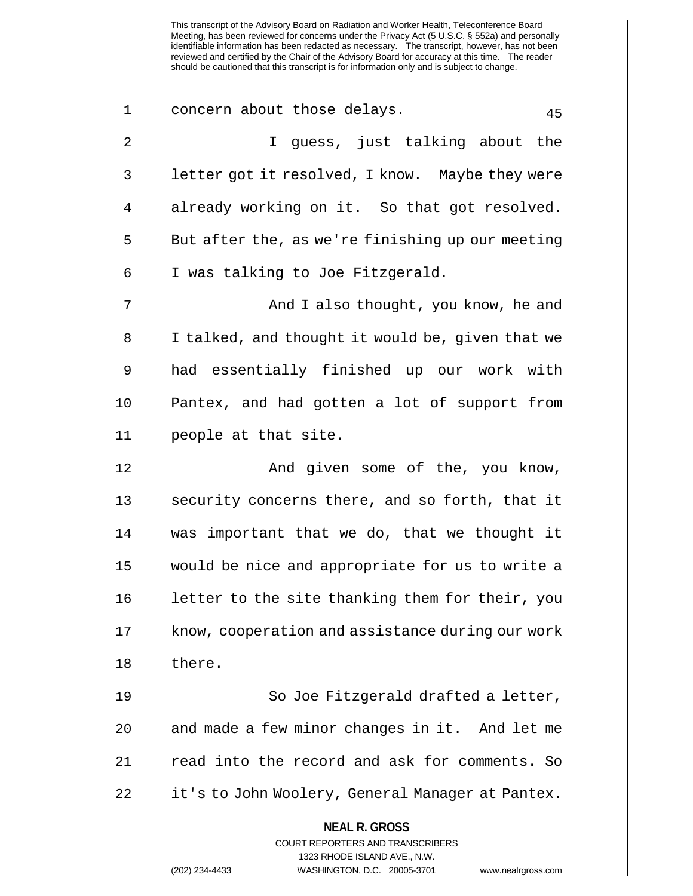concern about those delays.

I guess, just talking about the letter got it resolved, I know. Maybe they were already working on it. So that got resolved. But after the, as we're finishing up our meeting I was talking to Joe Fitzgerald.

And I also thought, you know, he and I talked, and thought it would be, given that we had essentially finished up our work with Pantex, and had gotten a lot of support from people at that site.

And given some of the, you know, security concerns there, and so forth, that it was important that we do, that we thought it would be nice and appropriate for us to write a letter to the site thanking them for their, you know, cooperation and assistance during our work there.

So Joe Fitzgerald drafted a letter, and made a few minor changes in it. And let me read into the record and ask for comments. So it's to John Woolery, General Manager at Pantex.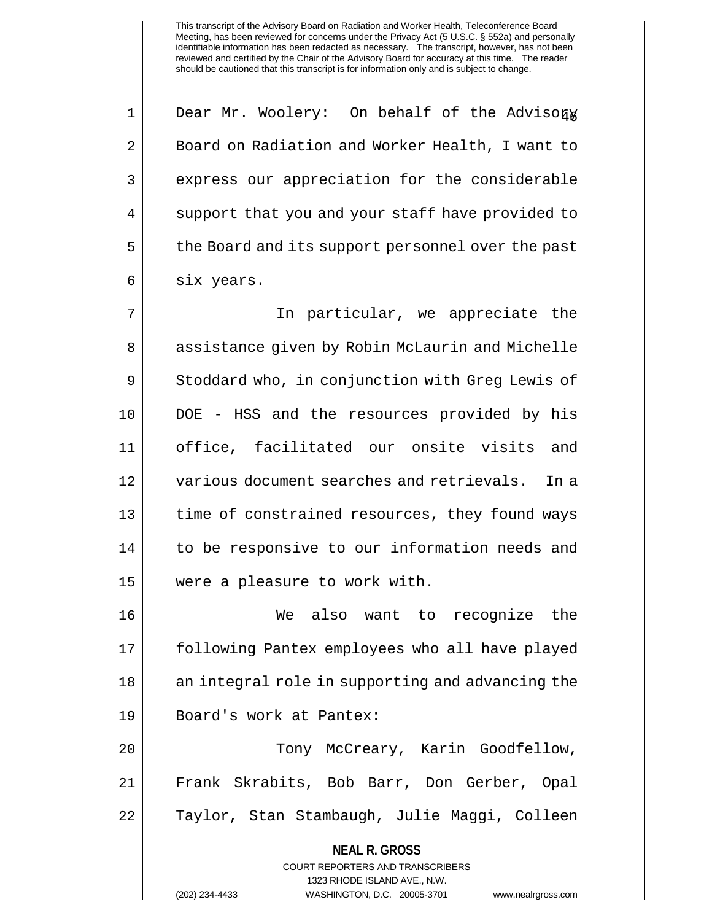Dear Mr. Woolery: On behalf of the Advisory Board on Radiation and Worker Health, I want to express our appreciation for the considerable support that you and your staff have provided to the Board and its support personnel over the past six years.

In particular, we appreciate the assistance given by Robin McLaurin and Michelle Stoddard who, in conjunction with Greg Lewis of DOE - HSS and the resources provided by his office, facilitated our onsite visits and various document searches and retrievals. In a time of constrained resources, they found ways to be responsive to our information needs and were a pleasure to work with.

We also want to recognize the following Pantex employees who all have played an integral role in supporting and advancing the Board's work at Pantex:

Tony McCreary, Karin Goodfellow, Frank Skrabits, Bob Barr, Don Gerber, Opal Taylor, Stan Stambaugh, Julie Maggi, Colleen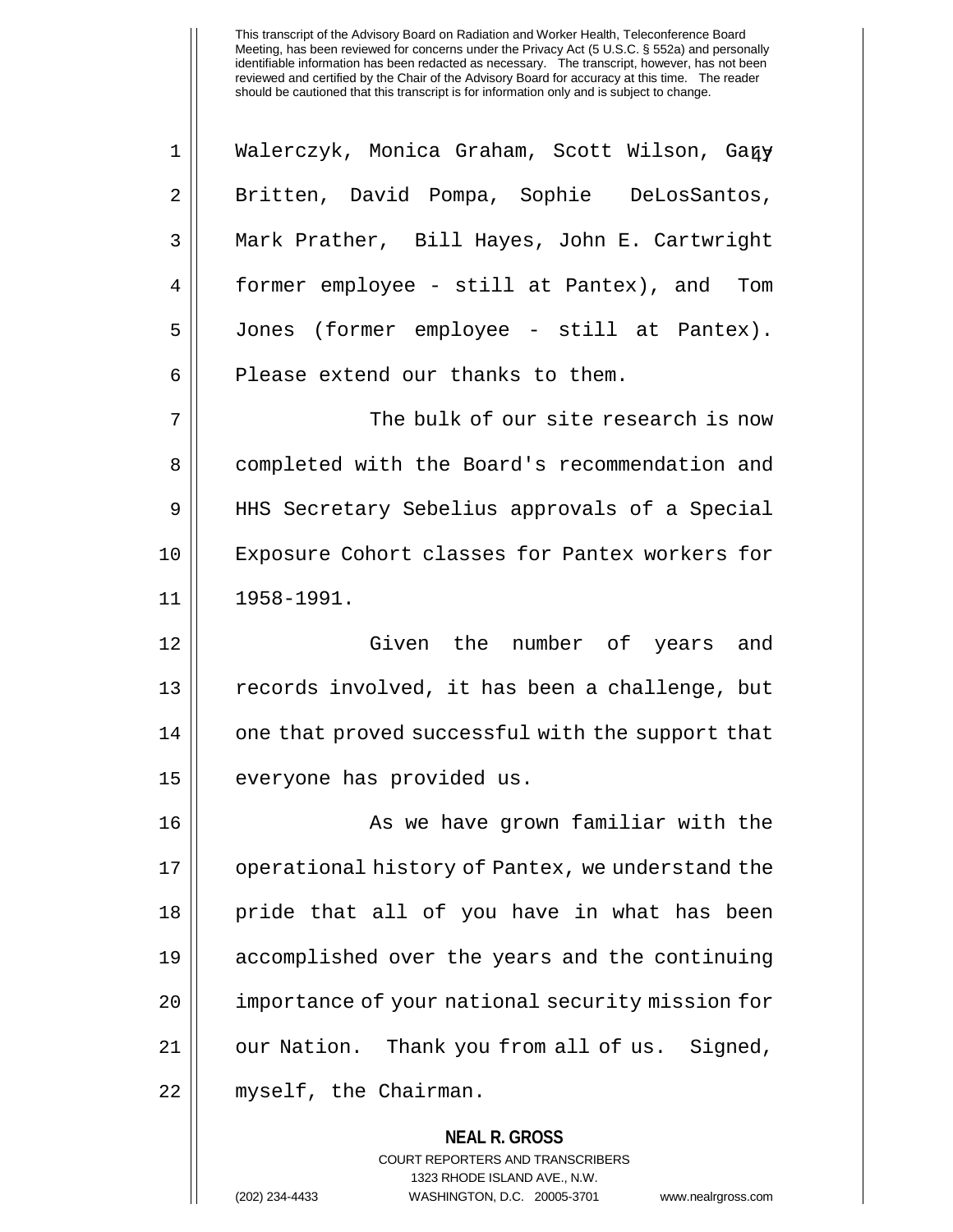Walerczyk, Monica Graham, Scott Wilson, Gary Britten, David Pompa, Sophie DeLosSantos, Mark Prather, Bill Hayes, John E. Cartwright former employee - still at Pantex), and Tom Jones (former employee - still at Pantex). Please extend our thanks to them.

The bulk of our site research is now completed with the Board's recommendation and HHS Secretary Sebelius approvals of a Special Exposure Cohort classes for Pantex workers for 1958-1991.

Given the number of years and records involved, it has been a challenge, but one that proved successful with the support that everyone has provided us.

As we have grown familiar with the operational history of Pantex, we understand the pride that all of you have in what has been accomplished over the years and the continuing importance of your national security mission for our Nation. Thank you from all of us. Signed, myself, the Chairman.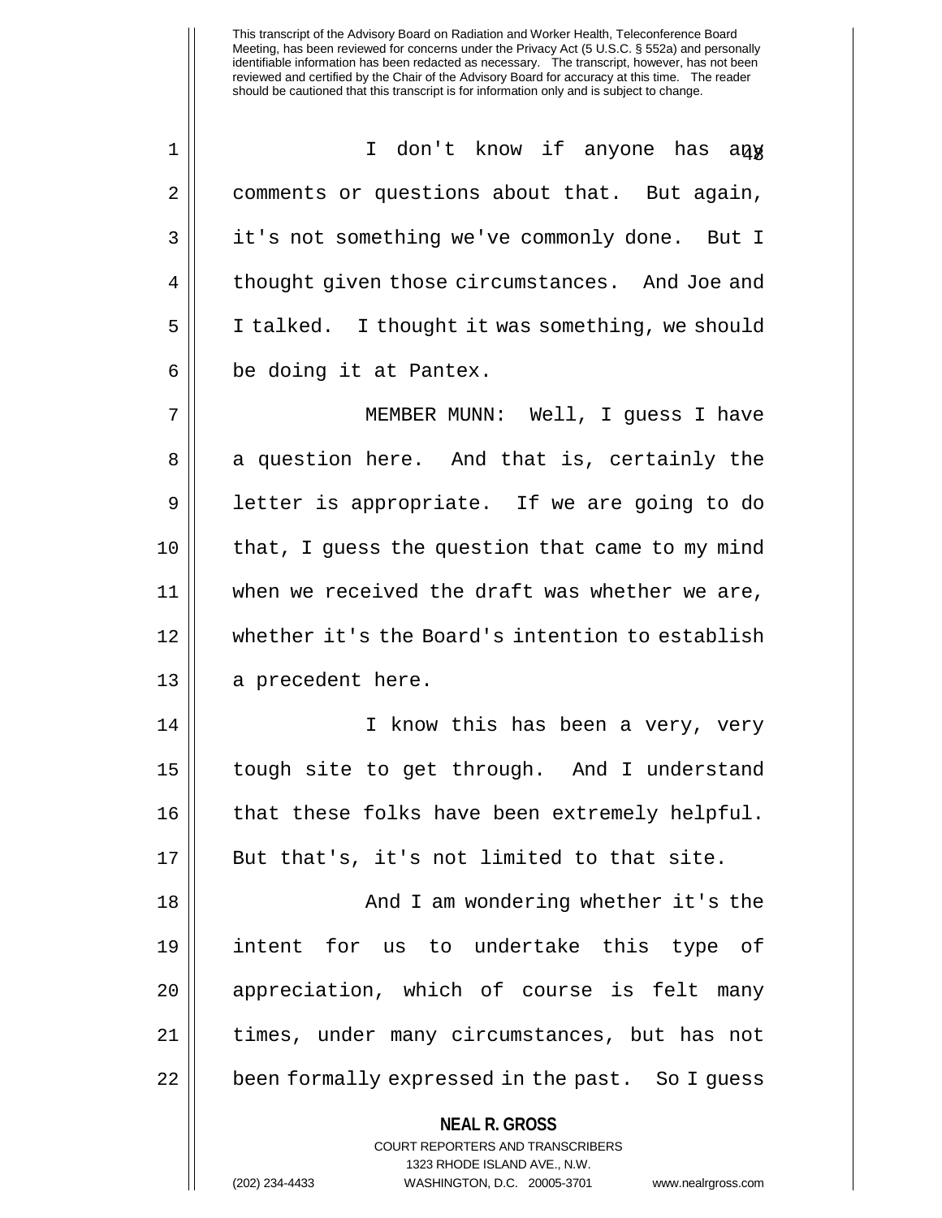I don't know if anyone has any comments or questions about that. But again, it's not something we've commonly done. But I thought given those circumstances. And Joe and I talked. I thought it was something, we should be doing it at Pantex.

MEMBER MUNN: Well, I guess I have a question here. And that is, certainly the letter is appropriate. If we are going to do that, I guess the question that came to my mind when we received the draft was whether we are, whether it's the Board's intention to establish a precedent here.

I know this has been a very, very tough site to get through. And I understand that these folks have been extremely helpful. But that's, it's not limited to that site.

And I am wondering whether it's the intent for us to undertake this type of appreciation, which of course is felt many times, under many circumstances, but has not been formally expressed in the past. So I guess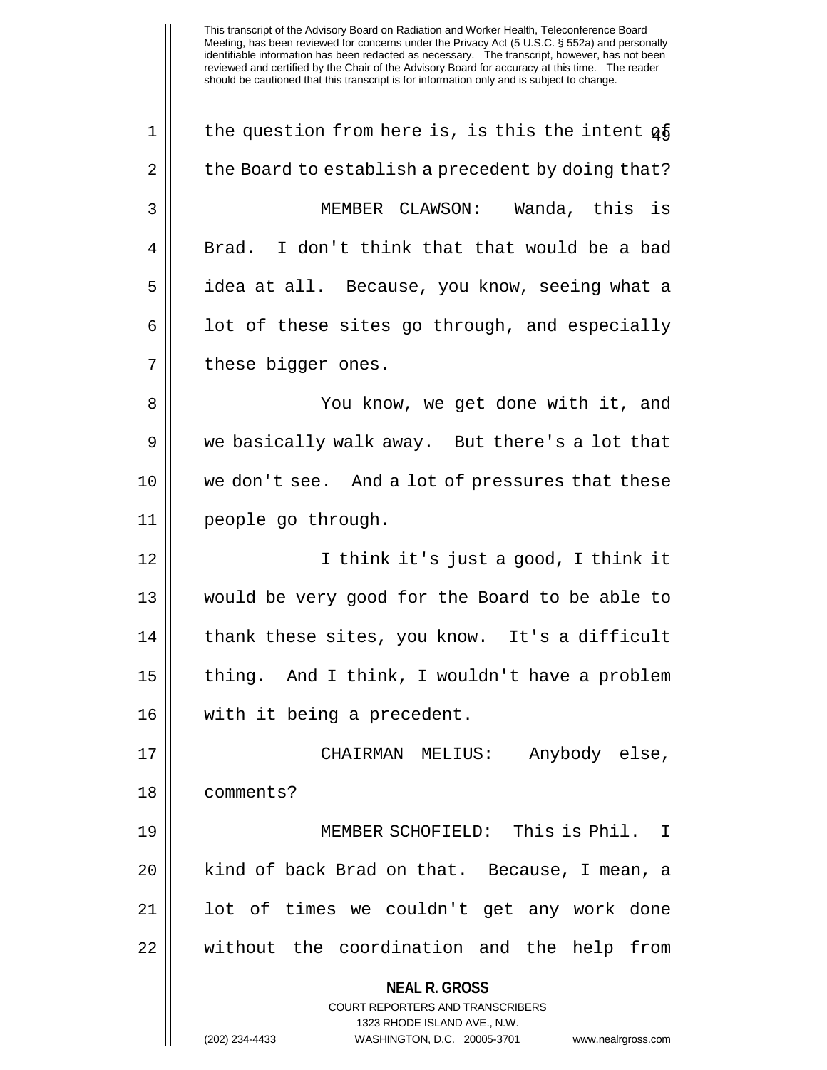the question from here is, is this the intent of the Board to establish a precedent by doing that?

MEMBER CLAWSON: Wanda, this is Brad. I don't think that that would be a bad idea at all. Because, you know, seeing what a lot of these sites go through, and especially these bigger ones.

You know, we get done with it, and we basically walk away. But there's a lot that we don't see. And a lot of pressures that these people go through.

I think it's just a good, I think it would be very good for the Board to be able to thank these sites, you know. It's a difficult thing. And I think, I wouldn't have a problem with it being a precedent.

CHAIRMAN MELIUS: Anybody else, comments?

MEMBER SCHOFIELD: This is Phil. I kind of back Brad on that. Because, I mean, a lot of times we couldn't get any work done without the coordination and the help from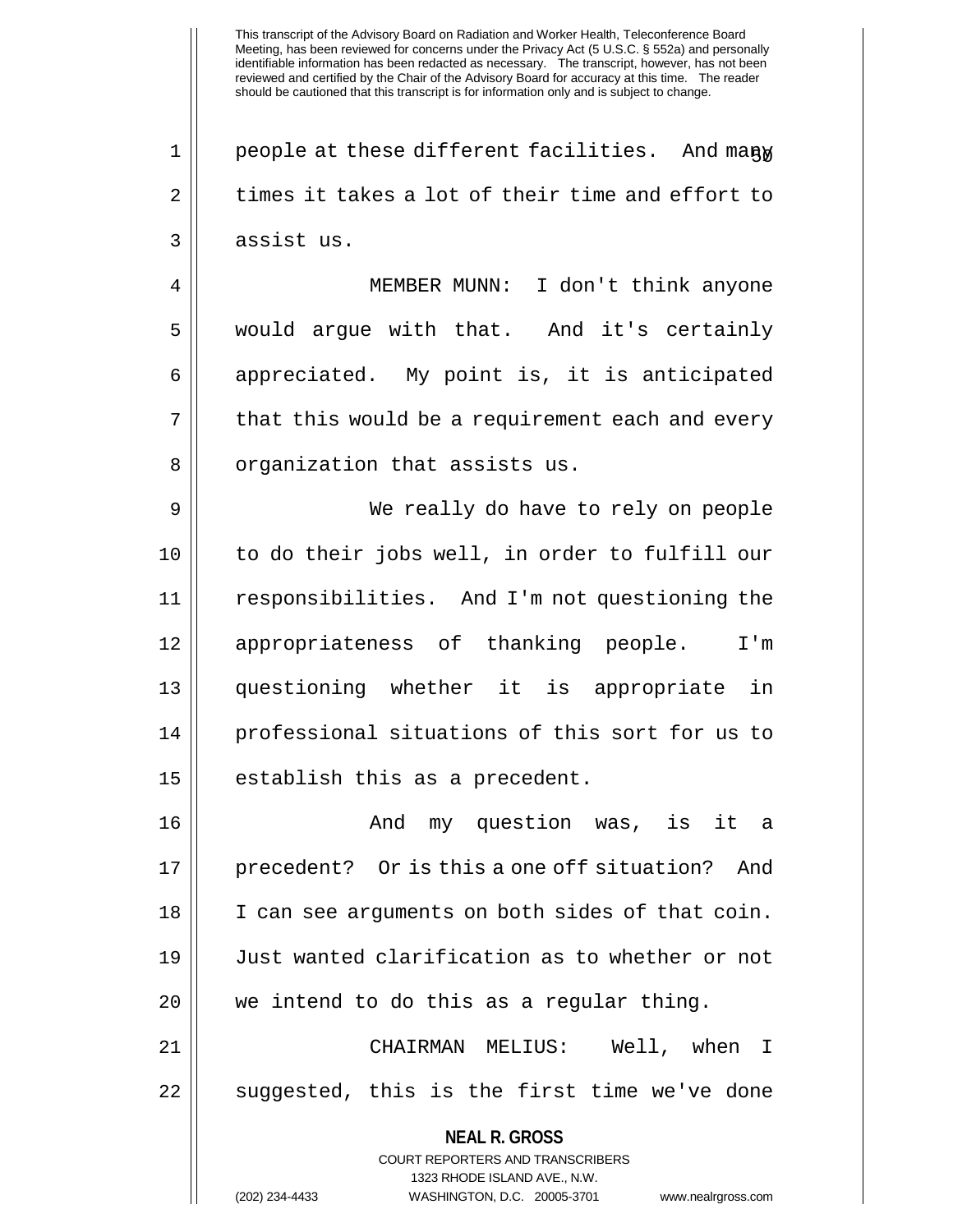people at these different facilities. And many times it takes a lot of their time and effort to assist us.

MEMBER MUNN: I don't think anyone would argue with that. And it's certainly appreciated. My point is, it is anticipated that this would be a requirement each and every organization that assists us.

We really do have to rely on people to do their jobs well, in order to fulfill our responsibilities. And I'm not questioning the appropriateness of thanking people. I'm questioning whether it is appropriate in professional situations of this sort for us to establish this as a precedent.

And my question was, is it a precedent? Or is this a one off situation? And I can see arguments on both sides of that coin. Just wanted clarification as to whether or not we intend to do this as a regular thing.

CHAIRMAN MELIUS: Well, when I suggested, this is the first time we've done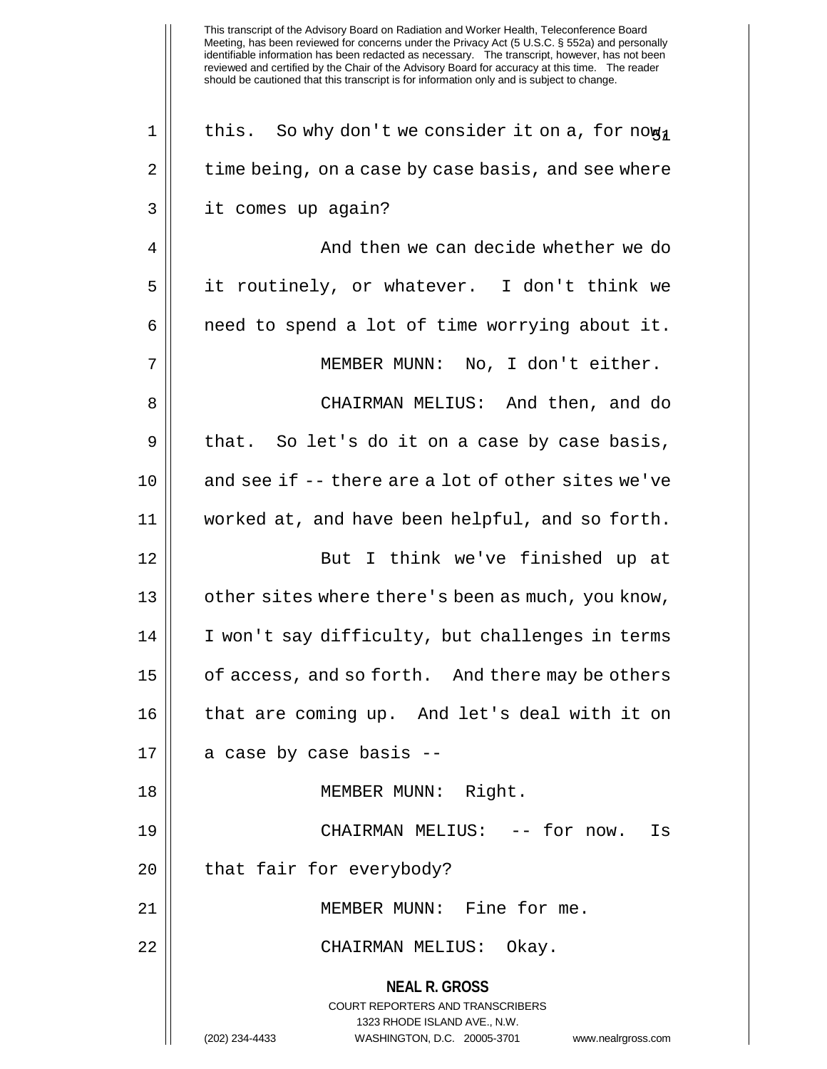this. So why don't we consider it on a, for now, time being, on a case by case basis, and see where it comes up again?

And then we can decide whether we do it routinely, or whatever. I don't think we need to spend a lot of time worrying about it.

MEMBER MUNN: No, I don't either.

CHAIRMAN MELIUS: And then, and do that. So let's do it on a case by case basis, and see if -- there are a lot of other sites we've worked at, and have been helpful, and so forth.

But I think we've finished up at other sites where there's been as much, you know, I won't say difficulty, but challenges in terms of access, and so forth. And there may be others that are coming up. And let's deal with it on a case by case basis --

MEMBER MUNN: Right.

CHAIRMAN MELIUS: -- for now. Is that fair for everybody?

MEMBER MUNN: Fine for me.

CHAIRMAN MELIUS: Okay.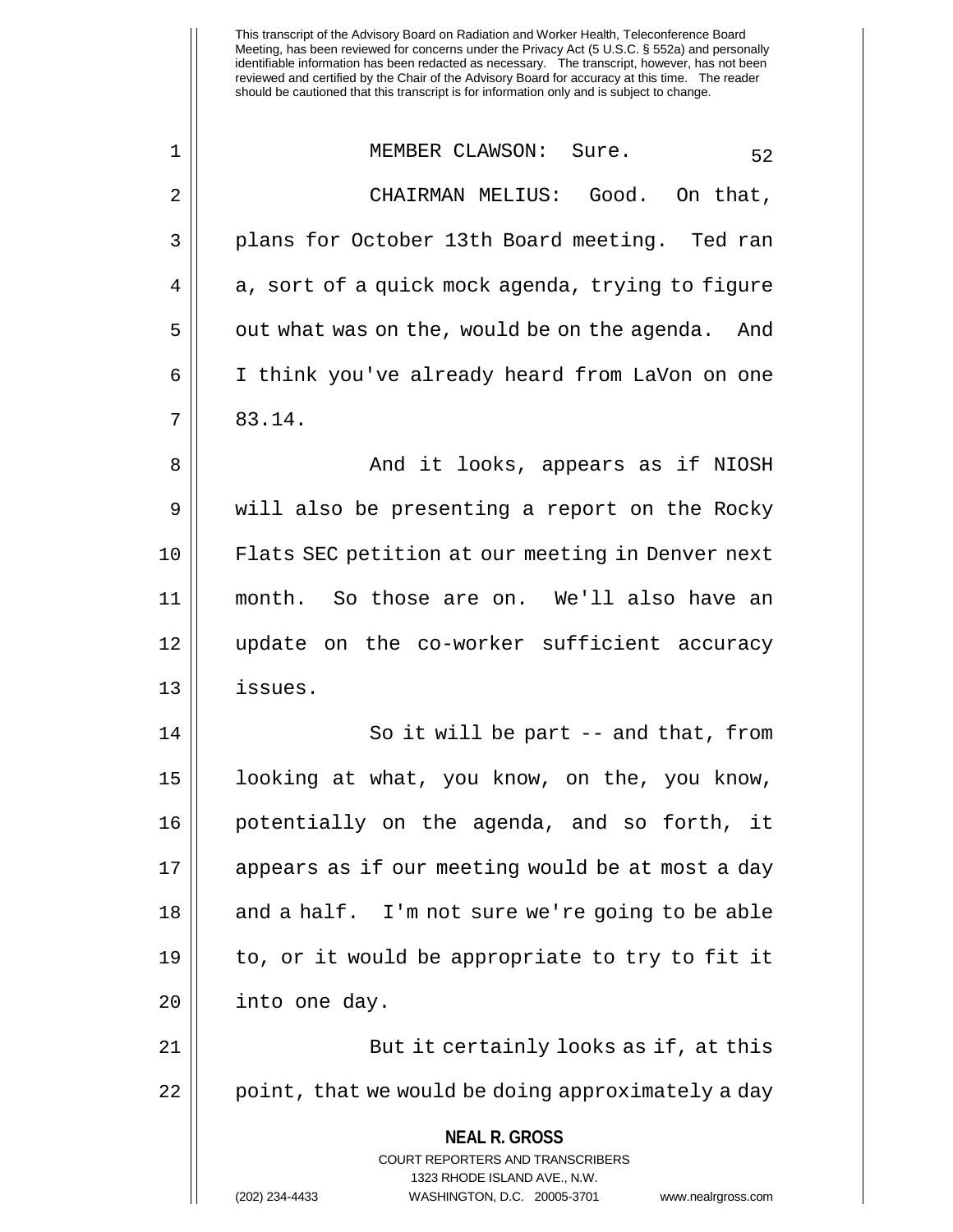MEMBER CLAWSON: Sure.

CHAIRMAN MELIUS: Good. On that, plans for October 13th Board meeting. Ted ran a, sort of a quick mock agenda, trying to figure out what was on the, would be on the agenda. And I think you've already heard from LaVon on one 83.14.

And it looks, appears as if NIOSH will also be presenting a report on the Rocky Flats SEC petition at our meeting in Denver next month. So those are on. We'll also have an update on the co-worker sufficient accuracy issues.

So it will be part -- and that, from looking at what, you know, on the, you know, potentially on the agenda, and so forth, it appears as if our meeting would be at most a day and a half. I'm not sure we're going to be able to, or it would be appropriate to try to fit it into one day.

But it certainly looks as if, at this point, that we would be doing approximately a day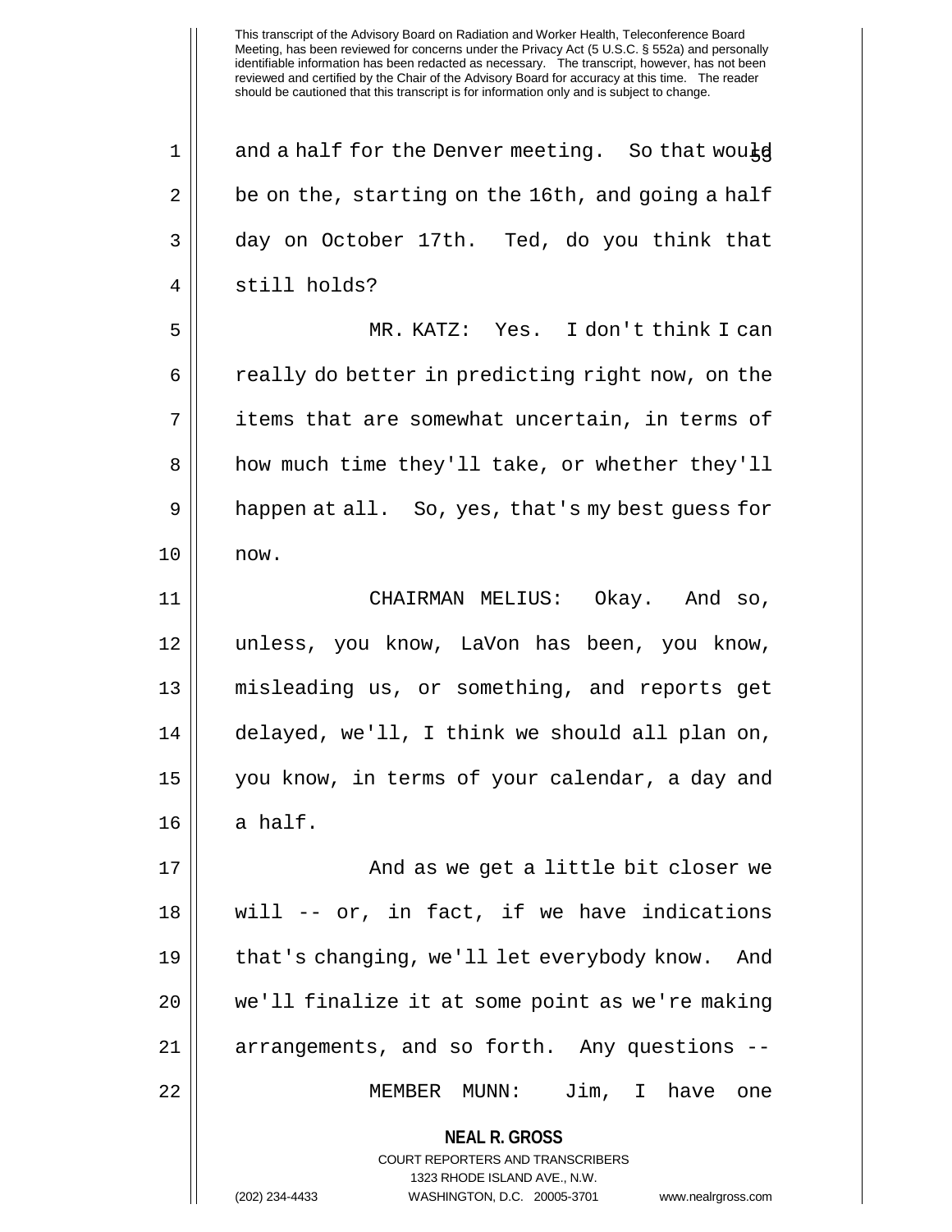and a half for the Denver meeting. So that would be on the, starting on the 16th, and going a half day on October 17th. Ted, do you think that still holds?

MR. KATZ: Yes. I don't think I can really do better in predicting right now, on the items that are somewhat uncertain, in terms of how much time they'll take, or whether they'll happen at all. So, yes, that's my best guess for now.

CHAIRMAN MELIUS: Okay. And so, unless, you know, LaVon has been, you know, misleading us, or something, and reports get delayed, we'll, I think we should all plan on, you know, in terms of your calendar, a day and a half.

And as we get a little bit closer we will -- or, in fact, if we have indications that's changing, we'll let everybody know. And we'll finalize it at some point as we're making arrangements, and so forth. Any questions --

MEMBER MUNN: Jim, I have one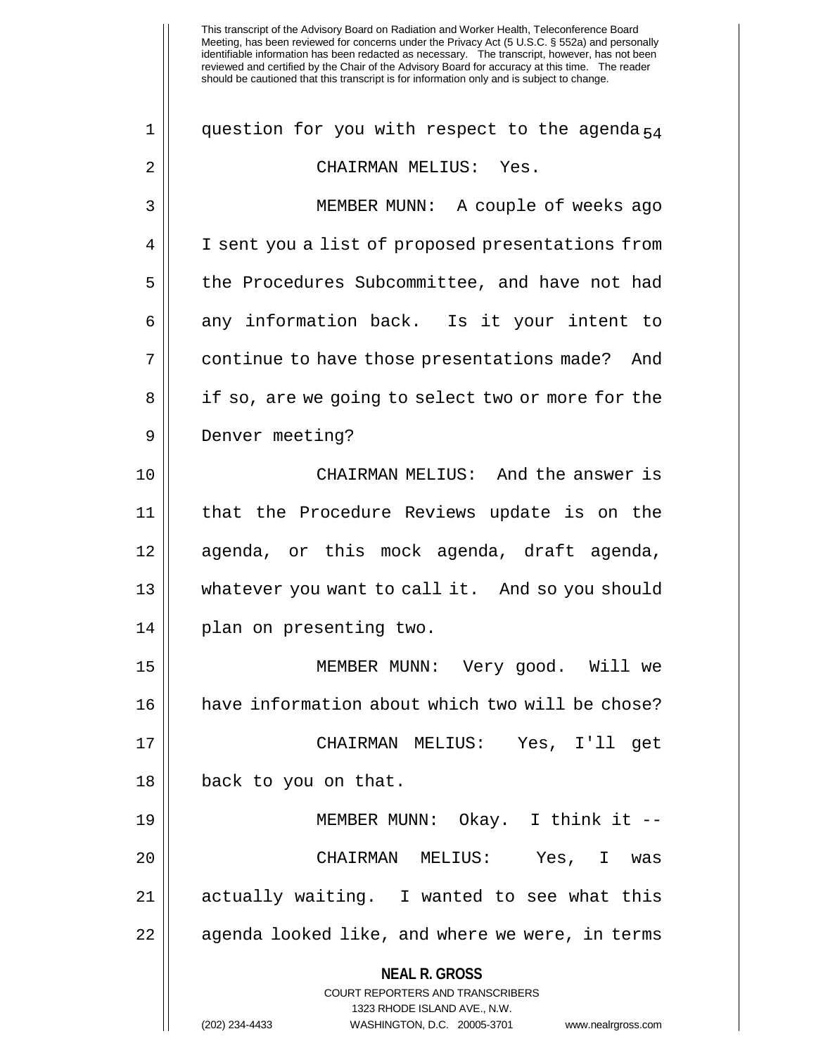question for you with respect to the agenda.

CHAIRMAN MELIUS: Yes.

MEMBER MUNN: A couple of weeks ago I sent you a list of proposed presentations from the Procedures Subcommittee, and have not had any information back. Is it your intent to continue to have those presentations made? And if so, are we going to select two or more for the Denver meeting?

CHAIRMAN MELIUS: And the answer is that the Procedure Reviews update is on the agenda, or this mock agenda, draft agenda, whatever you want to call it. And so you should plan on presenting two.

MEMBER MUNN: Very good. Will we have information about which two will be chose?

CHAIRMAN MELIUS: Yes, I'll get back to you on that.

MEMBER MUNN: Okay. I think it --

CHAIRMAN MELIUS: Yes, I was actually waiting. I wanted to see what this agenda looked like, and where we were, in terms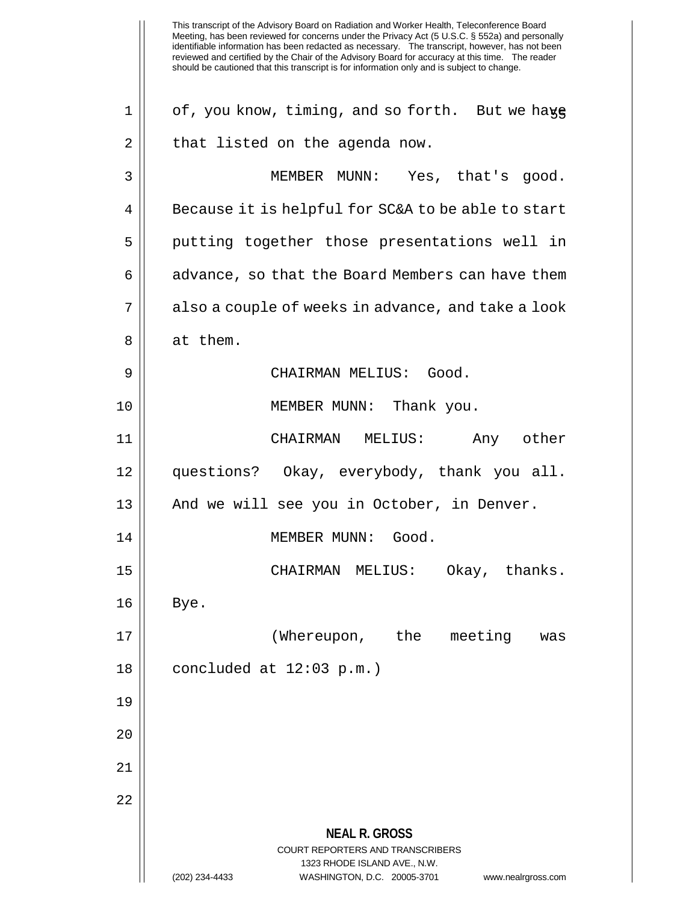of, you know, timing, and so forth. But we have that listed on the agenda now.

MEMBER MUNN: Yes, that's good. Because it is helpful for SC&A to be able to start putting together those presentations well in advance, so that the Board Members can have them also a couple of weeks in advance, and take a look at them.

CHAIRMAN MELIUS: Good.

MEMBER MUNN: Thank you.

CHAIRMAN MELIUS: Any other questions? Okay, everybody, thank you all. And we will see you in October, in Denver.

MEMBER MUNN: Good.

CHAIRMAN MELIUS: Okay, thanks. Bye.

(Whereupon, the meeting was concluded at 12:03 p.m.)